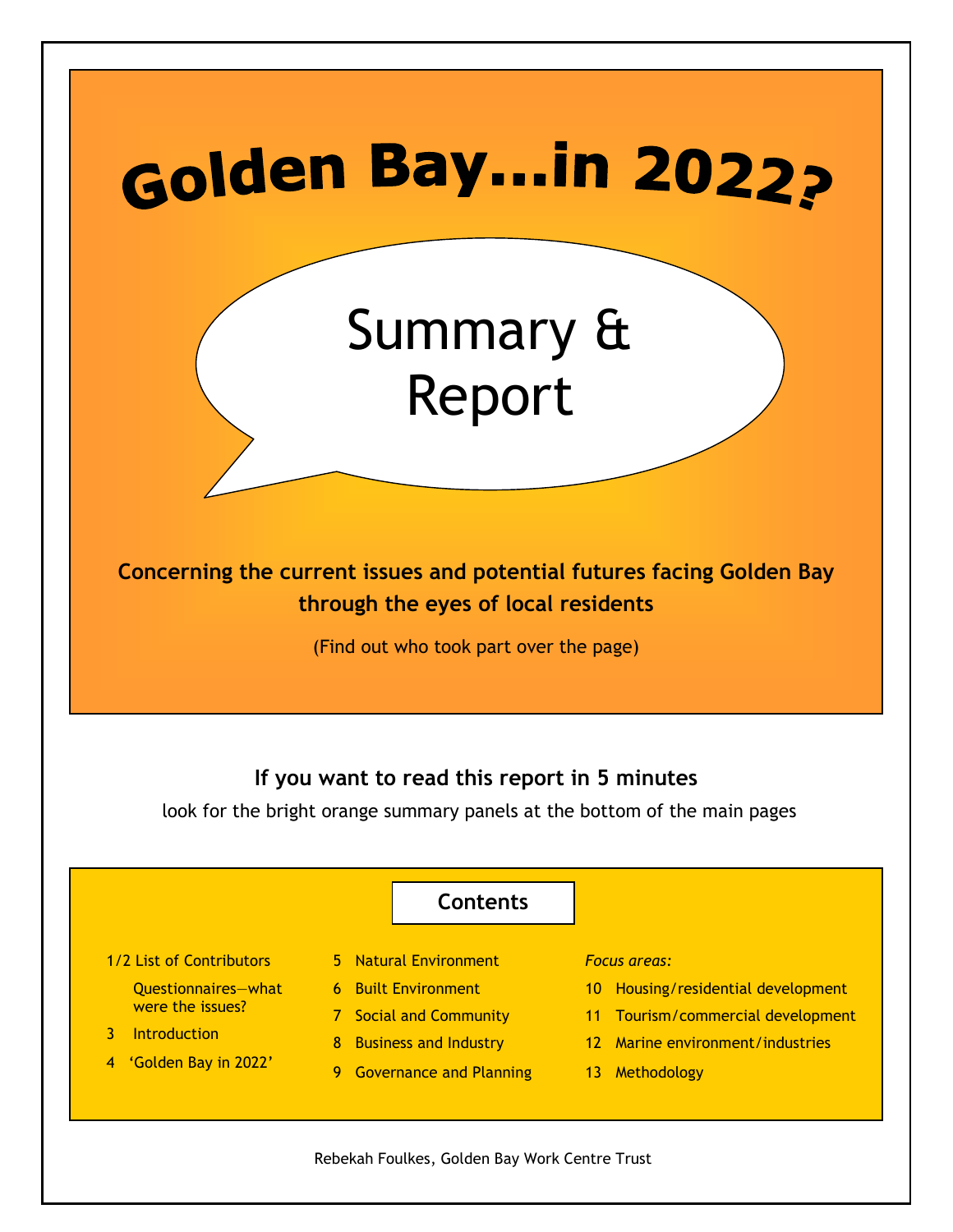# Golden Bay...in 2022?

## Summary & Report

**Concerning the current issues and potential futures facing Golden Bay through the eyes of local residents**

(Find out who took part over the page)

**If you want to read this report in 5 minutes**

look for the bright orange summary panels at the bottom of the main pages

### Contents

- 1/2 List of Contributors
  - Questionnaires—what were the issues?
- 3 Introduction
- 4 'Golden Bay in 2022'
- 5 Natural Environment
- 6 Built Environment
- 7 Social and Community
- 8 Business and Industry
- 9 Governance and Planning

*Focus areas:*

- 10 Housing/residential development
- 11 Tourism/commercial development
- 12 Marine environment/industries
- 13 Methodology

Rebekah Foulkes, Golden Bay Work Centre Trust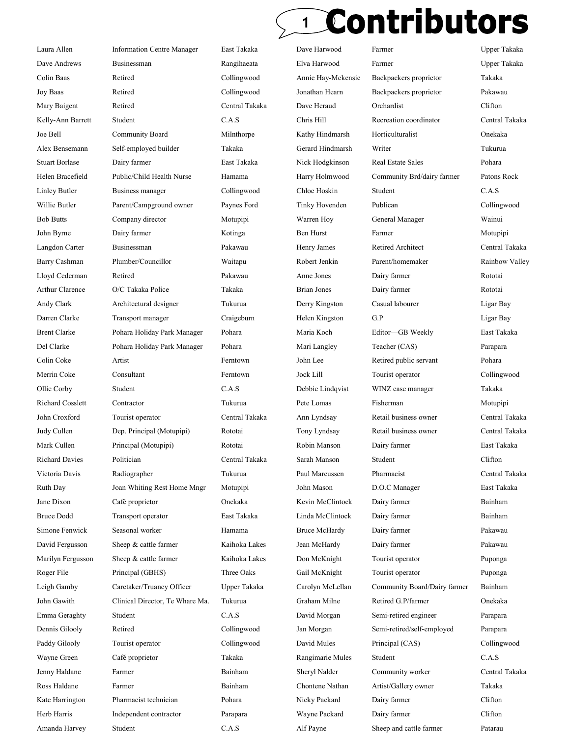# Contributors

| Name | Occupation | Location |
| --- | --- | --- |
| Laura Allen | Information Centre Manager | East Takaka |
| Dave Andrews | Businessman | Rangihaeata |
| Colin Baas | Retired | Collingwood |
| Joy Baas | Retired | Collingwood |
| Mary Baigent | Retired | Central Takaka |
| Kelly-Ann Barrett | Student | C.A.S |
| Joe Bell | Community Board | Milnthorpe |
| Alex Bensemann | Self-employed builder | Takaka |
| Stuart Borlase | Dairy farmer | East Takaka |
| Helen Bracefield | Public/Child Health Nurse | Hamama |
| Linley Butler | Business manager | Collingwood |
| Willie Butler | Parent/Campground owner | Paynes Ford |
| Bob Butts | Company director | Motupipi |
| John Byrne | Dairy farmer | Kotinga |
| Langdon Carter | Businessman | Pakawau |
| Barry Cashman | Plumber/Councillor | Waitapu |
| Lloyd Cederman | Retired | Pakawau |
| Arthur Clarence | O/C Takaka Police | Takaka |
| Andy Clark | Architectural designer | Tukurua |
| Darren Clarke | Transport manager | Craigeburn |
| Brent Clarke | Pohara Holiday Park Manager | Pohara |
| Del Clarke | Pohara Holiday Park Manager | Pohara |
| Colin Coke | Artist | Ferntown |
| Merrin Coke | Consultant | Ferntown |
| Ollie Corby | Student | C.A.S |
| Richard Cosslett | Contractor | Tukurua |
| John Croxford | Tourist operator | Central Takaka |
| Judy Cullen | Dep. Principal (Motupipi) | Rototai |
| Mark Cullen | Principal (Motupipi) | Rototai |
| Richard Davies | Politician | Central Takaka |
| Victoria Davis | Radiographer | Tukurua |
| Ruth Day | Joan Whiting Rest Home Mngr | Motupipi |
| Jane Dixon | Café proprietor | Onekaka |
| Bruce Dodd | Transport operator | East Takaka |
| Simone Fenwick | Seasonal worker | Hamama |
| David Fergusson | Sheep & cattle farmer | Kaihoka Lakes |
| Marilyn Fergusson | Sheep & cattle farmer | Kaihoka Lakes |
| Roger File | Principal (GBHS) | Three Oaks |
| Leigh Gamby | Caretaker/Truancy Officer | Upper Takaka |
| John Gawith | Clinical Director, Te Whare Ma. | Tukurua |
| Emma Geraghty | Student | C.A.S |
| Dennis Gilooly | Retired | Collingwood |
| Paddy Gilooly | Tourist operator | Collingwood |
| Wayne Green | Café proprietor | Takaka |
| Jenny Haldane | Farmer | Bainham |
| Ross Haldane | Farmer | Bainham |
| Kate Harrington | Pharmacist technician | Pohara |
| Herb Harris | Independent contractor | Parapara |
| Amanda Harvey | Student | C.A.S |
| Dave Harwood | Farmer | Upper Takaka |
| Elva Harwood | Farmer | Upper Takaka |
| Annie Hay-Mckensie | Backpackers proprietor | Takaka |
| Jonathan Hearn | Backpackers proprietor | Pakawau |
| Dave Heraud | Orchardist | Clifton |
| Chris Hill | Recreation coordinator | Central Takaka |
| Kathy Hindmarsh | Horticulturalist | Onekaka |
| Gerard Hindmarsh | Writer | Tukurua |
| Nick Hodgkinson | Real Estate Sales | Pohara |
| Harry Holmwood | Community Brd/dairy farmer | Patons Rock |
| Chloe Hoskin | Student | C.A.S |
| Tinky Hovenden | Publican | Collingwood |
| Warren Hoy | General Manager | Wainui |
| Ben Hurst | Farmer | Motupipi |
| Henry James | Retired Architect | Central Takaka |
| Robert Jenkin | Parent/homemaker | Rainbow Valley |
| Anne Jones | Dairy farmer | Rototai |
| Brian Jones | Dairy farmer | Rototai |
| Derry Kingston | Casual labourer | Ligar Bay |
| Helen Kingston | G.P | Ligar Bay |
| Maria Koch | Editor—GB Weekly | East Takaka |
| Mari Langley | Teacher (CAS) | Parapara |
| John Lee | Retired public servant | Pohara |
| Jock Lill | Tourist operator | Collingwood |
| Debbie Lindqvist | WINZ case manager | Takaka |
| Pete Lomas | Fisherman | Motupipi |
| Ann Lyndsay | Retail business owner | Central Takaka |
| Tony Lyndsay | Retail business owner | Central Takaka |
| Robin Manson | Dairy farmer | East Takaka |
| Sarah Manson | Student | Clifton |
| Paul Marcussen | Pharmacist | Central Takaka |
| John Mason | D.O.C Manager | East Takaka |
| Kevin McClintock | Dairy farmer | Bainham |
| Linda McClintock | Dairy farmer | Bainham |
| Bruce McHardy | Dairy farmer | Pakawau |
| Jean McHardy | Dairy farmer | Pakawau |
| Don McKnight | Tourist operator | Puponga |
| Gail McKnight | Tourist operator | Puponga |
| Carolyn McLellan | Community Board/Dairy farmer | Bainham |
| Graham Milne | Retired G.P/farmer | Onekaka |
| David Morgan | Semi-retired engineer | Parapara |
| Jan Morgan | Semi-retired/self-employed | Parapara |
| David Mules | Principal (CAS) | Collingwood |
| Rangimarie Mules | Student | C.A.S |
| Sheryl Nalder | Community worker | Central Takaka |
| Chontene Nathan | Artist/Gallery owner | Takaka |
| Nicky Packard | Dairy farmer | Clifton |
| Wayne Packard | Dairy farmer | Clifton |
| Alf Payne | Sheep and cattle farmer | Patarau |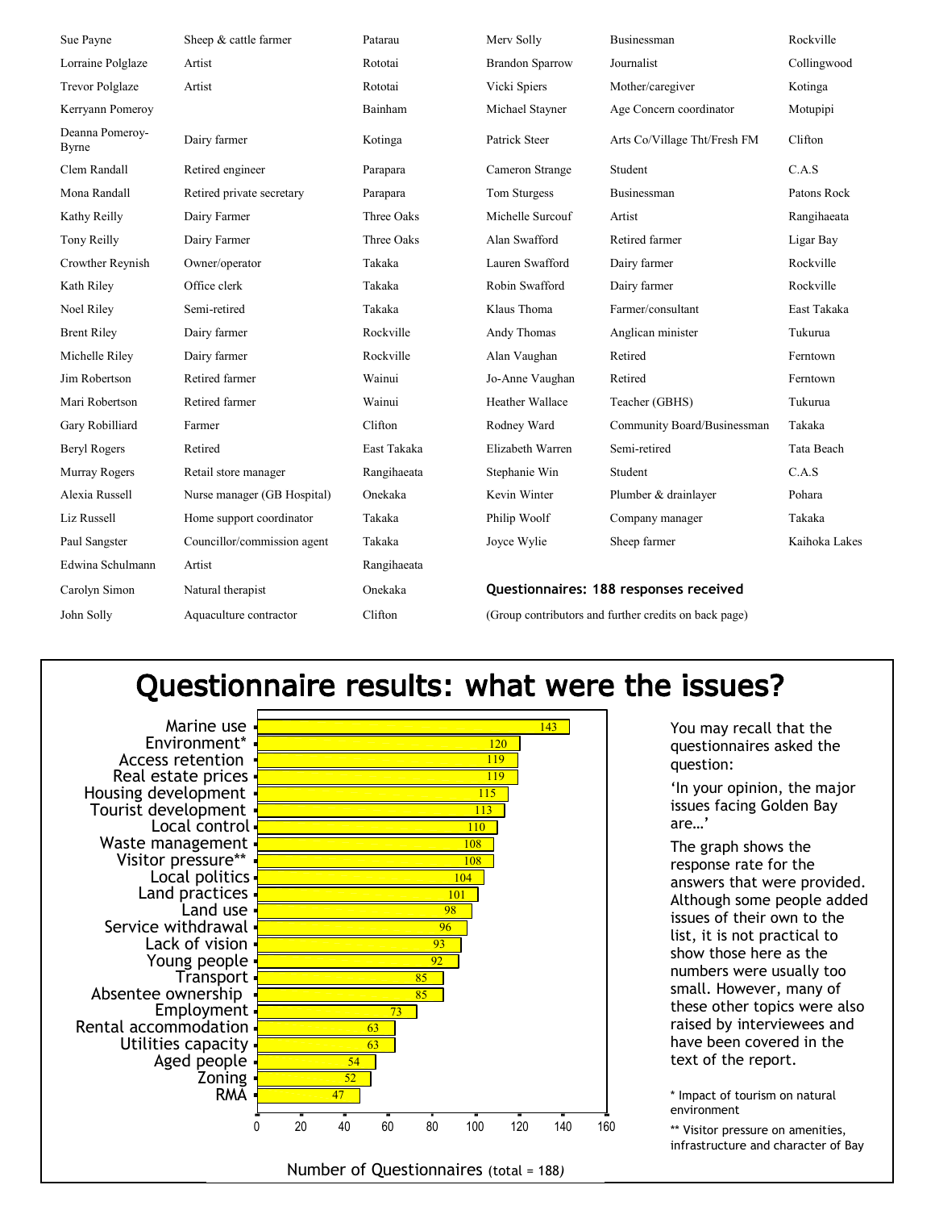| Name | Occupation | Location |
| --- | --- | --- |
| Sue Payne | Sheep & cattle farmer | Patarau |
| Lorraine Polglaze | Artist | Rototai |
| Trevor Polglaze | Artist | Rototai |
| Kerryann Pomeroy | | Bainham |
| Deanna Pomeroy-Byrne | Dairy farmer | Kotinga |
| Clem Randall | Retired engineer | Parapara |
| Mona Randall | Retired private secretary | Parapara |
| Kathy Reilly | Dairy Farmer | Three Oaks |
| Tony Reilly | Dairy Farmer | Three Oaks |
| Crowther Reynish | Owner/operator | Takaka |
| Kath Riley | Office clerk | Takaka |
| Noel Riley | Semi-retired | Takaka |
| Brent Riley | Dairy farmer | Rockville |
| Michelle Riley | Dairy farmer | Rockville |
| Jim Robertson | Retired farmer | Wainui |
| Mari Robertson | Retired farmer | Wainui |
| Gary Robilliard | Farmer | Clifton |
| Beryl Rogers | Retired | East Takaka |
| Murray Rogers | Retail store manager | Rangihaeata |
| Alexia Russell | Nurse manager (GB Hospital) | Onekaka |
| Liz Russell | Home support coordinator | Takaka |
| Paul Sangster | Councillor/commission agent | Takaka |
| Edwina Schulmann | Artist | Rangihaeata |
| Carolyn Simon | Natural therapist | Onekaka |
| John Solly | Aquaculture contractor | Clifton |
| Merv Solly | Businessman | Rockville |
| Brandon Sparrow | Journalist | Collingwood |
| Vicki Spiers | Mother/caregiver | Kotinga |
| Michael Stayner | Age Concern coordinator | Motupipi |
| Patrick Steer | Arts Co/Village Tht/Fresh FM | Clifton |
| Cameron Strange | Student | C.A.S |
| Tom Sturgess | Businessman | Patons Rock |
| Michelle Surcouf | Artist | Rangihaeata |
| Alan Swafford | Retired farmer | Ligar Bay |
| Lauren Swafford | Dairy farmer | Rockville |
| Robin Swafford | Dairy farmer | Rockville |
| Klaus Thoma | Farmer/consultant | East Takaka |
| Andy Thomas | Anglican minister | Tukurua |
| Alan Vaughan | Retired | Ferntown |
| Jo-Anne Vaughan | Retired | Ferntown |
| Heather Wallace | Teacher (GBHS) | Tukurua |
| Rodney Ward | Community Board/Businessman | Takaka |
| Elizabeth Warren | Semi-retired | Tata Beach |
| Stephanie Win | Student | C.A.S |
| Kevin Winter | Plumber & drainlayer | Pohara |
| Philip Woolf | Company manager | Takaka |
| Joyce Wylie | Sheep farmer | Kaihoka Lakes |

**Questionnaires: 188 responses received**

(Group contributors and further credits on back page)

# Questionnaire results: what were the issues?

| Issue | Number of Questionnaires (total = 188) |
| --- | --- |
| Marine use | 143 |
| Environment* | 120 |
| Access retention | 119 |
| Real estate prices | 119 |
| Housing development | 115 |
| Tourist development | 113 |
| Local control | 110 |
| Waste management | 108 |
| Visitor pressure** | 108 |
| Local politics | 104 |
| Land practices | 101 |
| Land use | 98 |
| Service withdrawal | 96 |
| Lack of vision | 93 |
| Young people | 92 |
| Transport | 85 |
| Absentee ownership | 85 |
| Employment | 73 |
| Rental accommodation | 63 |
| Utilities capacity | 63 |
| Aged people | 54 |
| Zoning | 52 |
| RMA | 47 |

You may recall that the questionnaires asked the question:

'In your opinion, the major issues facing Golden Bay are…'

The graph shows the response rate for the answers that were provided. Although some people added issues of their own to the list, it is not practical to show those here as the numbers were usually too small. However, many of these other topics were also raised by interviewees and have been covered in the text of the report.

\* Impact of tourism on natural environment

\*\* Visitor pressure on amenities, infrastructure and character of Bay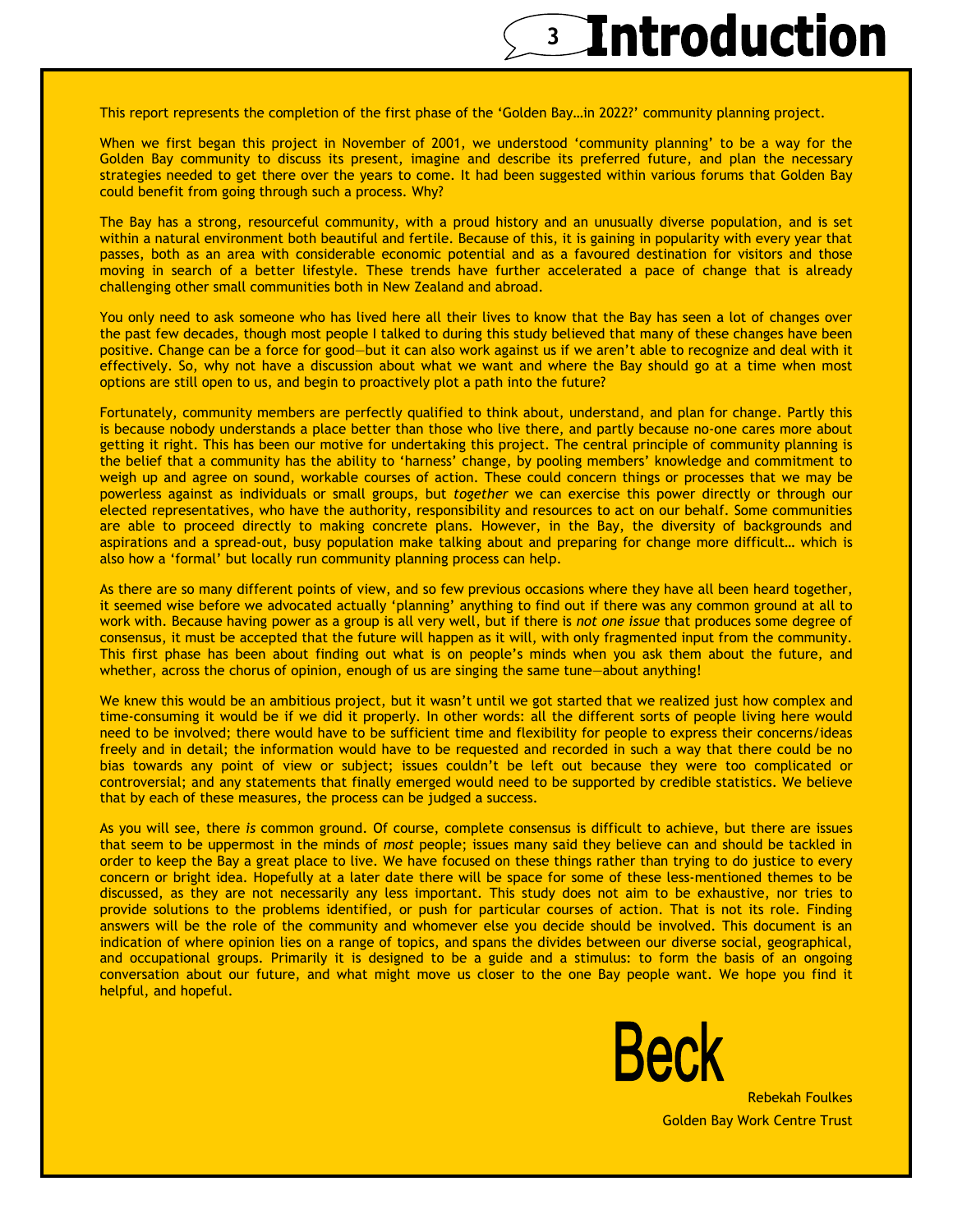# Introduction

This report represents the completion of the first phase of the 'Golden Bay…in 2022?' community planning project.

When we first began this project in November of 2001, we understood 'community planning' to be a way for the Golden Bay community to discuss its present, imagine and describe its preferred future, and plan the necessary strategies needed to get there over the years to come. It had been suggested within various forums that Golden Bay could benefit from going through such a process. Why?

The Bay has a strong, resourceful community, with a proud history and an unusually diverse population, and is set within a natural environment both beautiful and fertile. Because of this, it is gaining in popularity with every year that passes, both as an area with considerable economic potential and as a favoured destination for visitors and those moving in search of a better lifestyle. These trends have further accelerated a pace of change that is already challenging other small communities both in New Zealand and abroad.

You only need to ask someone who has lived here all their lives to know that the Bay has seen a lot of changes over the past few decades, though most people I talked to during this study believed that many of these changes have been positive. Change can be a force for good—but it can also work against us if we aren't able to recognize and deal with it effectively. So, why not have a discussion about what we want and where the Bay should go at a time when most options are still open to us, and begin to proactively plot a path into the future?

Fortunately, community members are perfectly qualified to think about, understand, and plan for change. Partly this is because nobody understands a place better than those who live there, and partly because no-one cares more about getting it right. This has been our motive for undertaking this project. The central principle of community planning is the belief that a community has the ability to 'harness' change, by pooling members' knowledge and commitment to weigh up and agree on sound, workable courses of action. These could concern things or processes that we may be powerless against as individuals or small groups, but *together* we can exercise this power directly or through our elected representatives, who have the authority, responsibility and resources to act on our behalf. Some communities are able to proceed directly to making concrete plans. However, in the Bay, the diversity of backgrounds and aspirations and a spread-out, busy population make talking about and preparing for change more difficult… which is also how a 'formal' but locally run community planning process can help.

As there are so many different points of view, and so few previous occasions where they have all been heard together, it seemed wise before we advocated actually 'planning' anything to find out if there was any common ground at all to work with. Because having power as a group is all very well, but if there is *not one issue* that produces some degree of consensus, it must be accepted that the future will happen as it will, with only fragmented input from the community. This first phase has been about finding out what is on people's minds when you ask them about the future, and whether, across the chorus of opinion, enough of us are singing the same tune—about anything!

We knew this would be an ambitious project, but it wasn't until we got started that we realized just how complex and time-consuming it would be if we did it properly. In other words: all the different sorts of people living here would need to be involved; there would have to be sufficient time and flexibility for people to express their concerns/ideas freely and in detail; the information would have to be requested and recorded in such a way that there could be no bias towards any point of view or subject; issues couldn't be left out because they were too complicated or controversial; and any statements that finally emerged would need to be supported by credible statistics. We believe that by each of these measures, the process can be judged a success.

As you will see, there *is* common ground. Of course, complete consensus is difficult to achieve, but there are issues that seem to be uppermost in the minds of *most* people; issues many said they believe can and should be tackled in order to keep the Bay a great place to live. We have focused on these things rather than trying to do justice to every concern or bright idea. Hopefully at a later date there will be space for some of these less-mentioned themes to be discussed, as they are not necessarily any less important. This study does not aim to be exhaustive, nor tries to provide solutions to the problems identified, or push for particular courses of action. That is not its role. Finding answers will be the role of the community and whomever else you decide should be involved. This document is an indication of where opinion lies on a range of topics, and spans the divides between our diverse social, geographical, and occupational groups. Primarily it is designed to be a guide and a stimulus: to form the basis of an ongoing conversation about our future, and what might move us closer to the one Bay people want. We hope you find it helpful, and hopeful.

Beck

Rebekah Foulkes
Golden Bay Work Centre Trust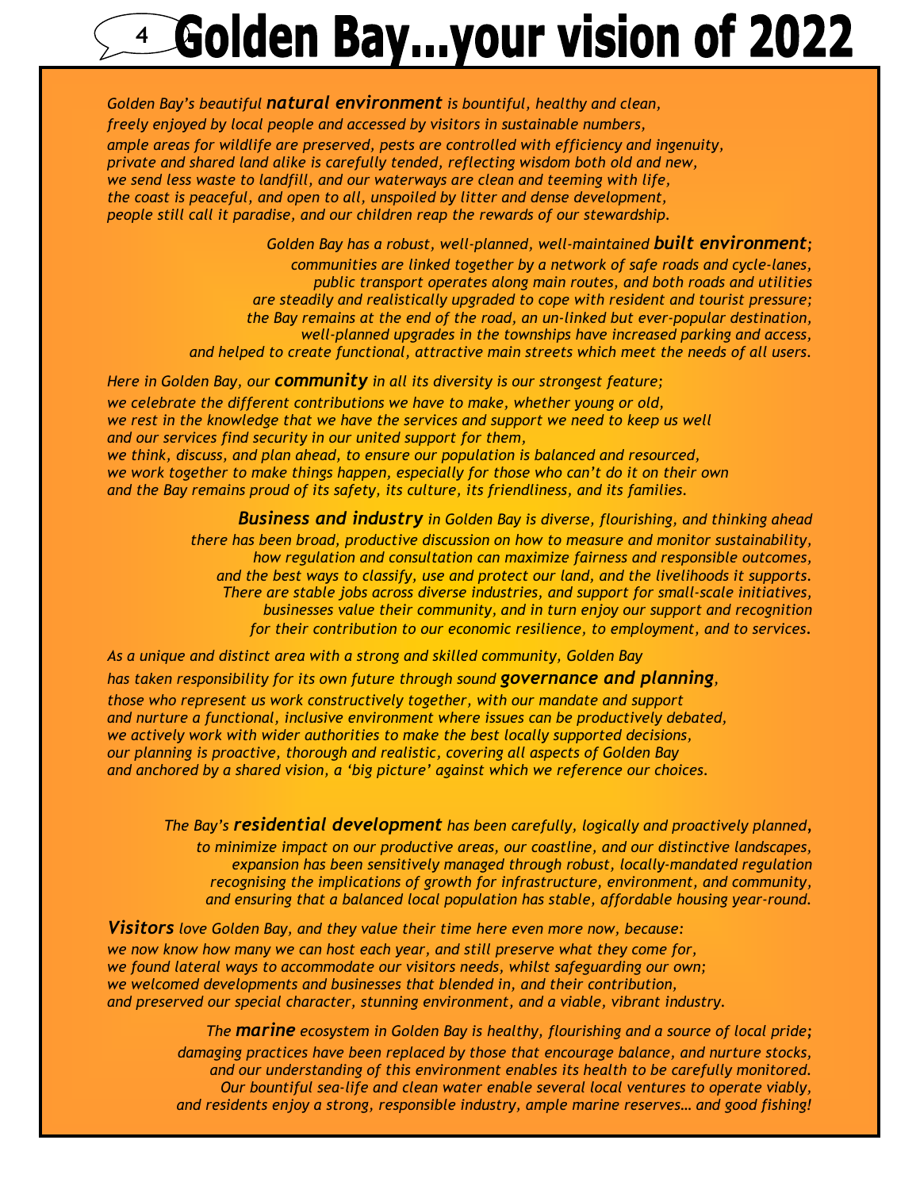# Golden Bay...your vision of 2022

*Golden Bay's beautiful* ***natural environment*** *is bountiful, healthy and clean,*
*freely enjoyed by local people and accessed by visitors in sustainable numbers,*
*ample areas for wildlife are preserved, pests are controlled with efficiency and ingenuity,*
*private and shared land alike is carefully tended, reflecting wisdom both old and new,*
*we send less waste to landfill, and our waterways are clean and teeming with life,*
*the coast is peaceful, and open to all, unspoiled by litter and dense development,*
*people still call it paradise, and our children reap the rewards of our stewardship.*

*Golden Bay has a robust, well-planned, well-maintained* ***built environment****;*
*communities are linked together by a network of safe roads and cycle-lanes,*
*public transport operates along main routes, and both roads and utilities*
*are steadily and realistically upgraded to cope with resident and tourist pressure;*
*the Bay remains at the end of the road, an un-linked but ever-popular destination,*
*well-planned upgrades in the townships have increased parking and access,*
*and helped to create functional, attractive main streets which meet the needs of all users.*

*Here in Golden Bay, our* ***community*** *in all its diversity is our strongest feature;*
*we celebrate the different contributions we have to make, whether young or old,*
*we rest in the knowledge that we have the services and support we need to keep us well*
*and our services find security in our united support for them,*
*we think, discuss, and plan ahead, to ensure our population is balanced and resourced,*
*we work together to make things happen, especially for those who can't do it on their own*
*and the Bay remains proud of its safety, its culture, its friendliness, and its families.*

***Business and industry*** *in Golden Bay is diverse, flourishing, and thinking ahead*
*there has been broad, productive discussion on how to measure and monitor sustainability,*
*how regulation and consultation can maximize fairness and responsible outcomes,*
*and the best ways to classify, use and protect our land, and the livelihoods it supports.*
*There are stable jobs across diverse industries, and support for small-scale initiatives,*
*businesses value their community, and in turn enjoy our support and recognition*
*for their contribution to our economic resilience, to employment, and to services.*

*As a unique and distinct area with a strong and skilled community, Golden Bay*
*has taken responsibility for its own future through sound* ***governance and planning****,*
*those who represent us work constructively together, with our mandate and support*
*and nurture a functional, inclusive environment where issues can be productively debated,*
*we actively work with wider authorities to make the best locally supported decisions,*
*our planning is proactive, thorough and realistic, covering all aspects of Golden Bay*
*and anchored by a shared vision, a 'big picture' against which we reference our choices.*

*The Bay's* ***residential development*** *has been carefully, logically and proactively planned,*
*to minimize impact on our productive areas, our coastline, and our distinctive landscapes,*
*expansion has been sensitively managed through robust, locally-mandated regulation*
*recognising the implications of growth for infrastructure, environment, and community,*
*and ensuring that a balanced local population has stable, affordable housing year-round.*

***Visitors*** *love Golden Bay, and they value their time here even more now, because:*
*we now know how many we can host each year, and still preserve what they come for,*
*we found lateral ways to accommodate our visitors needs, whilst safeguarding our own;*
*we welcomed developments and businesses that blended in, and their contribution,*
*and preserved our special character, stunning environment, and a viable, vibrant industry.*

*The* ***marine*** *ecosystem in Golden Bay is healthy, flourishing and a source of local pride;*
*damaging practices have been replaced by those that encourage balance, and nurture stocks,*
*and our understanding of this environment enables its health to be carefully monitored.*
*Our bountiful sea-life and clean water enable several local ventures to operate viably,*
*and residents enjoy a strong, responsible industry, ample marine reserves… and good fishing!*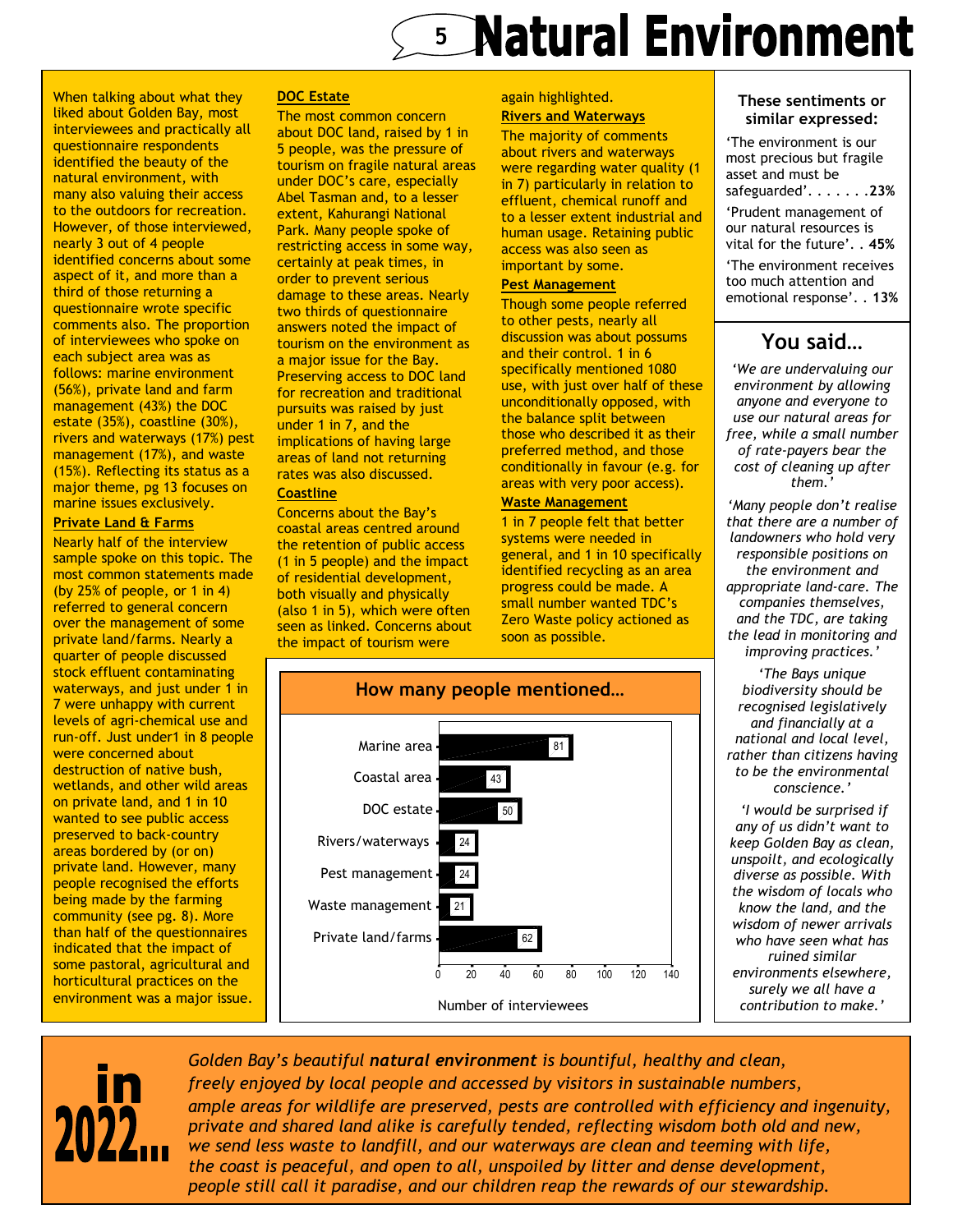# 5 Natural Environment

When talking about what they liked about Golden Bay, most interviewees and practically all questionnaire respondents identified the beauty of the natural environment, with many also valuing their access to the outdoors for recreation. However, of those interviewed, nearly 3 out of 4 people identified concerns about some aspect of it, and more than a third of those returning a questionnaire wrote specific comments also. The proportion of interviewees who spoke on each subject area was as follows: marine environment (56%), private land and farm management (43%) the DOC estate (35%), coastline (30%), rivers and waterways (17%) pest management (17%), and waste (15%). Reflecting its status as a major theme, pg 13 focuses on marine issues exclusively.

**Private Land & Farms**

Nearly half of the interview sample spoke on this topic. The most common statements made (by 25% of people, or 1 in 4) referred to general concern over the management of some private land/farms. Nearly a quarter of people discussed stock effluent contaminating waterways, and just under 1 in 7 were unhappy with current levels of agri-chemical use and run-off. Just under1 in 8 people were concerned about destruction of native bush, wetlands, and other wild areas on private land, and 1 in 10 wanted to see public access preserved to back-country areas bordered by (or on) private land. However, many people recognised the efforts being made by the farming community (see pg. 8). More than half of the questionnaires indicated that the impact of some pastoral, agricultural and horticultural practices on the environment was a major issue.

**DOC Estate**

The most common concern about DOC land, raised by 1 in 5 people, was the pressure of tourism on fragile natural areas under DOC's care, especially Abel Tasman and, to a lesser extent, Kahurangi National Park. Many people spoke of restricting access in some way, certainly at peak times, in order to prevent serious damage to these areas. Nearly two thirds of questionnaire answers noted the impact of tourism on the environment as a major issue for the Bay. Preserving access to DOC land for recreation and traditional pursuits was raised by just under 1 in 7, and the implications of having large areas of land not returning rates was also discussed.

**Coastline**

Concerns about the Bay's coastal areas centred around the retention of public access (1 in 5 people) and the impact of residential development, both visually and physically (also 1 in 5), which were often seen as linked. Concerns about the impact of tourism were again highlighted.

**Rivers and Waterways**

The majority of comments about rivers and waterways were regarding water quality (1 in 7) particularly in relation to effluent, chemical runoff and to a lesser extent industrial and human usage. Retaining public access was also seen as important by some.

**Pest Management**

Though some people referred to other pests, nearly all discussion was about possums and their control. 1 in 6 specifically mentioned 1080 use, with just over half of these unconditionally opposed, with the balance split between those who described it as their preferred method, and those conditionally in favour (e.g. for areas with very poor access).

**Waste Management**

1 in 7 people felt that better systems were needed in general, and 1 in 10 specifically identified recycling as an area progress could be made. A small number wanted TDC's Zero Waste policy actioned as soon as possible.

### How many people mentioned…

| Topic | Number of interviewees |
|---|---|
| Marine area | 81 |
| Coastal area | 43 |
| DOC estate | 50 |
| Rivers/waterways | 24 |
| Pest management | 24 |
| Waste management | 21 |
| Private land/farms | 62 |

### These sentiments or similar expressed:

'The environment is our most precious but fragile asset and must be safeguarded'. . . . . . .**23%**

'Prudent management of our natural resources is vital for the future'. . **45%**

'The environment receives too much attention and emotional response'. . **13%**

## You said…

*'We are undervaluing our environment by allowing anyone and everyone to use our natural areas for free, while a small number of rate-payers bear the cost of cleaning up after them.'*

*'Many people don't realise that there are a number of landowners who hold very responsible positions on the environment and appropriate land-care. The companies themselves, and the TDC, are taking the lead in monitoring and improving practices.'*

*'The Bays unique biodiversity should be recognised legislatively and financially at a national and local level, rather than citizens having to be the environmental conscience.'*

*'I would be surprised if any of us didn't want to keep Golden Bay as clean, unspoilt, and ecologically diverse as possible. With the wisdom of locals who know the land, and the wisdom of newer arrivals who have seen what has ruined similar environments elsewhere, surely we all have a contribution to make.'*

## in 2022…

*Golden Bay's beautiful **natural environment** is bountiful, healthy and clean,*
*freely enjoyed by local people and accessed by visitors in sustainable numbers,*
*ample areas for wildlife are preserved, pests are controlled with efficiency and ingenuity,*
*private and shared land alike is carefully tended, reflecting wisdom both old and new,*
*we send less waste to landfill, and our waterways are clean and teeming with life,*
*the coast is peaceful, and open to all, unspoiled by litter and dense development,*
*people still call it paradise, and our children reap the rewards of our stewardship.*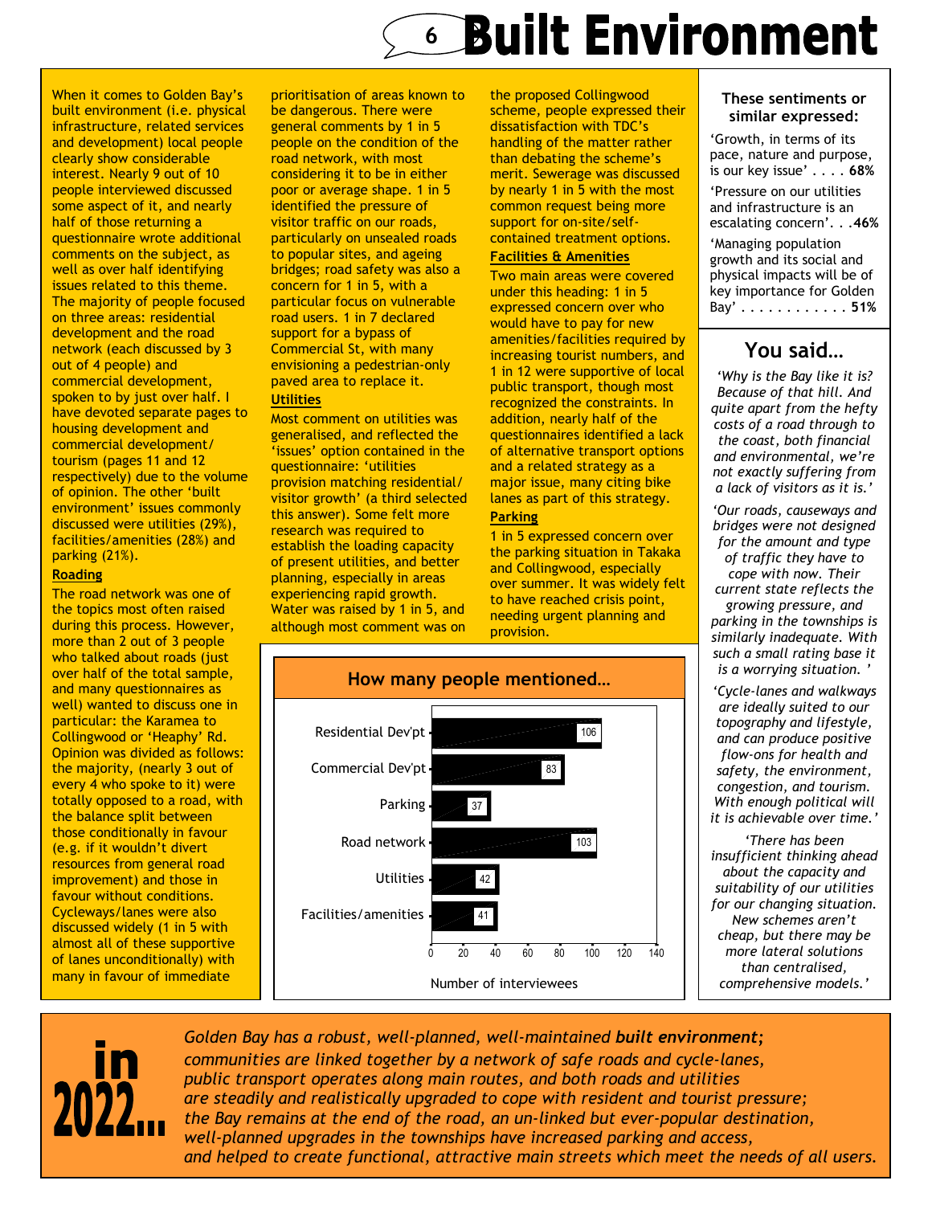# 6 Built Environment

When it comes to Golden Bay's built environment (i.e. physical infrastructure, related services and development) local people clearly show considerable interest. Nearly 9 out of 10 people interviewed discussed some aspect of it, and nearly half of those returning a questionnaire wrote additional comments on the subject, as well as over half identifying issues related to this theme. The majority of people focused on three areas: residential development and the road network (each discussed by 3 out of 4 people) and commercial development, spoken to by just over half. I have devoted separate pages to housing development and commercial development/ tourism (pages 11 and 12 respectively) due to the volume of opinion. The other 'built environment' issues commonly discussed were utilities (29%), facilities/amenities (28%) and parking (21%).

**Roading**

The road network was one of the topics most often raised during this process. However, more than 2 out of 3 people who talked about roads (just over half of the total sample, and many questionnaires as well) wanted to discuss one in particular: the Karamea to Collingwood or 'Heaphy' Rd. Opinion was divided as follows: the majority, (nearly 3 out of every 4 who spoke to it) were totally opposed to a road, with the balance split between those conditionally in favour (e.g. if it wouldn't divert resources from general road improvement) and those in favour without conditions. Cycleways/lanes were also discussed widely (1 in 5 with almost all of these supportive of lanes unconditionally) with many in favour of immediate prioritisation of areas known to be dangerous. There were general comments by 1 in 5 people on the condition of the road network, with most considering it to be in either poor or average shape. 1 in 5 identified the pressure of visitor traffic on our roads, particularly on unsealed roads to popular sites, and ageing bridges; road safety was also a concern for 1 in 5, with a particular focus on vulnerable road users. 1 in 7 declared support for a bypass of Commercial St, with many envisioning a pedestrian-only paved area to replace it.

**Utilities**

Most comment on utilities was generalised, and reflected the 'issues' option contained in the questionnaire: 'utilities provision matching residential/ visitor growth' (a third selected this answer). Some felt more research was required to establish the loading capacity of present utilities, and better planning, especially in areas experiencing rapid growth. Water was raised by 1 in 5, and although most comment was on the proposed Collingwood scheme, people expressed their dissatisfaction with TDC's handling of the matter rather than debating the scheme's merit. Sewerage was discussed by nearly 1 in 5 with the most common request being more support for on-site/self-contained treatment options.

**Facilities & Amenities**

Two main areas were covered under this heading: 1 in 5 expressed concern over who would have to pay for new amenities/facilities required by increasing tourist numbers, and 1 in 12 were supportive of local public transport, though most recognized the constraints. In addition, nearly half of the questionnaires identified a lack of alternative transport options and a related strategy as a major issue, many citing bike lanes as part of this strategy.

**Parking**

1 in 5 expressed concern over the parking situation in Takaka and Collingwood, especially over summer. It was widely felt to have reached crisis point, needing urgent planning and provision.

**How many people mentioned…**

| Topic | Number of interviewees |
|---|---|
| Residential Dev'pt | 106 |
| Commercial Dev'pt | 83 |
| Parking | 37 |
| Road network | 103 |
| Utilities | 42 |
| Facilities/amenities | 41 |

**These sentiments or similar expressed:**

'Growth, in terms of its pace, nature and purpose, is our key issue' . . . . **68%**

'Pressure on our utilities and infrastructure is an escalating concern'. . .**46%**

'Managing population growth and its social and physical impacts will be of key importance for Golden Bay' . . . . . . . . . . . . **51%**

## You said…

*'Why is the Bay like it is? Because of that hill. And quite apart from the hefty costs of a road through to the coast, both financial and environmental, we're not exactly suffering from a lack of visitors as it is.'*

*'Our roads, causeways and bridges were not designed for the amount and type of traffic they have to cope with now. Their current state reflects the growing pressure, and parking in the townships is similarly inadequate. With such a small rating base it is a worrying situation. '*

*'Cycle-lanes and walkways are ideally suited to our topography and lifestyle, and can produce positive flow-ons for health and safety, the environment, congestion, and tourism. With enough political will it is achievable over time.'*

*'There has been insufficient thinking ahead about the capacity and suitability of our utilities for our changing situation. New schemes aren't cheap, but there may be more lateral solutions than centralised, comprehensive models.'*

**in 2022…**

*Golden Bay has a robust, well-planned, well-maintained **built environment**; communities are linked together by a network of safe roads and cycle-lanes, public transport operates along main routes, and both roads and utilities are steadily and realistically upgraded to cope with resident and tourist pressure; the Bay remains at the end of the road, an un-linked but ever-popular destination, well-planned upgrades in the townships have increased parking and access, and helped to create functional, attractive main streets which meet the needs of all users.*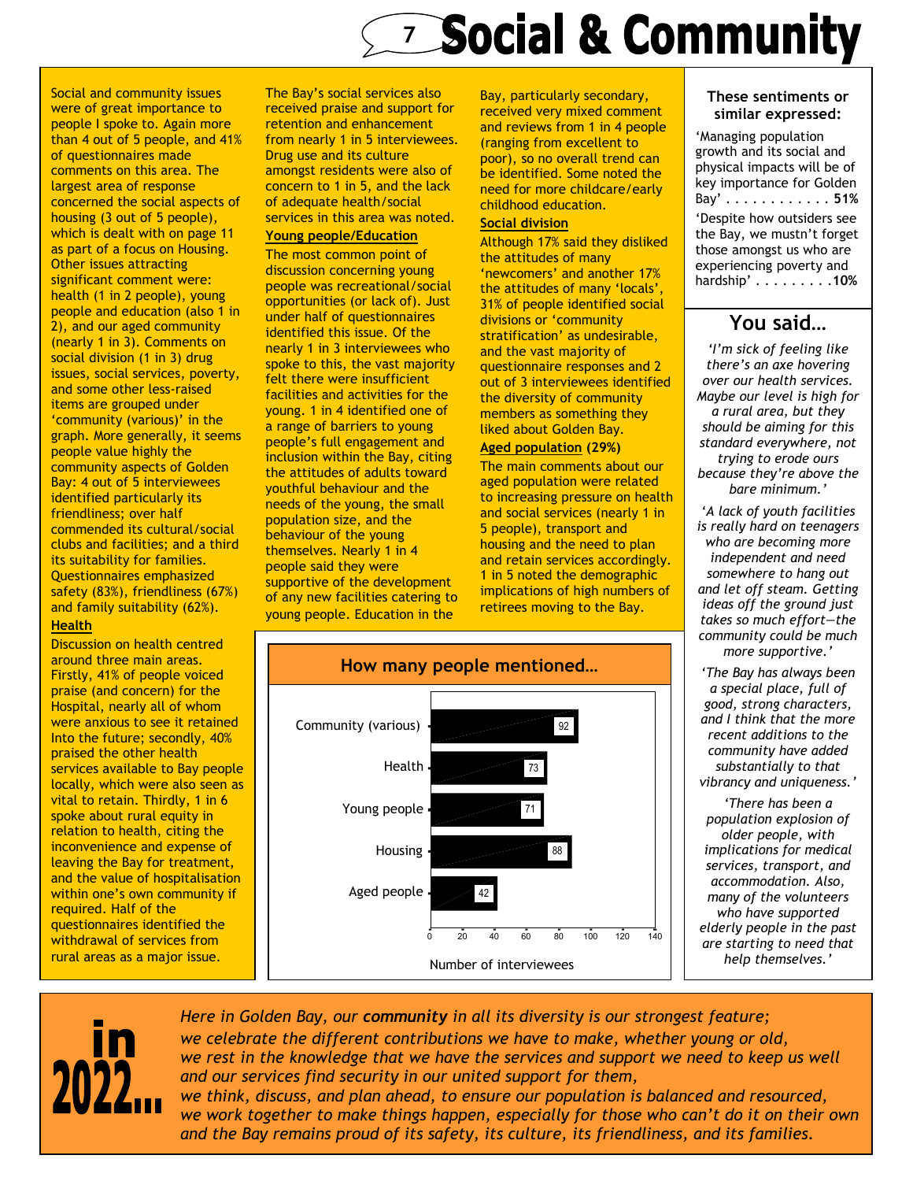# Social & Community

Social and community issues were of great importance to people I spoke to. Again more than 4 out of 5 people, and 41% of questionnaires made comments on this area. The largest area of response concerned the social aspects of housing (3 out of 5 people), which is dealt with on page 11 as part of a focus on Housing. Other issues attracting significant comment were: health (1 in 2 people), young people and education (also 1 in 2), and our aged community (nearly 1 in 3). Comments on social division (1 in 3) drug issues, social services, poverty, and some other less-raised items are grouped under 'community (various)' in the graph. More generally, it seems people value highly the community aspects of Golden Bay: 4 out of 5 interviewees identified particularly its friendliness; over half commended its cultural/social clubs and facilities; and a third its suitability for families. Questionnaires emphasized safety (83%), friendliness (67%) and family suitability (62%).

**Health**

Discussion on health centred around three main areas. Firstly, 41% of people voiced praise (and concern) for the Hospital, nearly all of whom were anxious to see it retained Into the future; secondly, 40% praised the other health services available to Bay people locally, which were also seen as vital to retain. Thirdly, 1 in 6 spoke about rural equity in relation to health, citing the inconvenience and expense of leaving the Bay for treatment, and the value of hospitalisation within one's own community if required. Half of the questionnaires identified the withdrawal of services from rural areas as a major issue.

The Bay's social services also received praise and support for retention and enhancement from nearly 1 in 5 interviewees. Drug use and its culture amongst residents were also of concern to 1 in 5, and the lack of adequate health/social services in this area was noted.

**Young people/Education**

The most common point of discussion concerning young people was recreational/social opportunities (or lack of). Just under half of questionnaires identified this issue. Of the nearly 1 in 3 interviewees who spoke to this, the vast majority felt there were insufficient facilities and activities for the young. 1 in 4 identified one of a range of barriers to young people's full engagement and inclusion within the Bay, citing the attitudes of adults toward youthful behaviour and the needs of the young, the small population size, and the behaviour of the young themselves. Nearly 1 in 4 people said they were supportive of the development of any new facilities catering to young people. Education in the Bay, particularly secondary, received very mixed comment and reviews from 1 in 4 people (ranging from excellent to poor), so no overall trend can be identified. Some noted the need for more childcare/early childhood education.

**Social division**

Although 17% said they disliked the attitudes of many 'newcomers' and another 17% the attitudes of many 'locals', 31% of people identified social divisions or 'community stratification' as undesirable, and the vast majority of questionnaire responses and 2 out of 3 interviewees identified the diversity of community members as something they liked about Golden Bay.

**Aged population (29%)**

The main comments about our aged population were related to increasing pressure on health and social services (nearly 1 in 5 people), transport and housing and the need to plan and retain services accordingly. 1 in 5 noted the demographic implications of high numbers of retirees moving to the Bay.

**How many people mentioned…**

| Topic | Number of interviewees |
|---|---|
| Community (various) | 92 |
| Health | 73 |
| Young people | 71 |
| Housing | 88 |
| Aged people | 42 |

**These sentiments or similar expressed:**

'Managing population growth and its social and physical impacts will be of key importance for Golden Bay' . . . . . . . . . . . . **51%**

'Despite how outsiders see the Bay, we mustn't forget those amongst us who are experiencing poverty and hardship' . . . . . . . . . **10%**

## You said…

*'I'm sick of feeling like there's an axe hovering over our health services. Maybe our level is high for a rural area, but they should be aiming for this standard everywhere, not trying to erode ours because they're above the bare minimum.'*

*'A lack of youth facilities is really hard on teenagers who are becoming more independent and need somewhere to hang out and let off steam. Getting ideas off the ground just takes so much effort—the community could be much more supportive.'*

*'The Bay has always been a special place, full of good, strong characters, and I think that the more recent additions to the community have added substantially to that vibrancy and uniqueness.'*

*'There has been a population explosion of older people, with implications for medical services, transport, and accommodation. Also, many of the volunteers who have supported elderly people in the past are starting to need that help themselves.'*

**in 2022…**

*Here in Golden Bay, our **community** in all its diversity is our strongest feature;*
*we celebrate the different contributions we have to make, whether young or old,*
*we rest in the knowledge that we have the services and support we need to keep us well and our services find security in our united support for them,*
*we think, discuss, and plan ahead, to ensure our population is balanced and resourced,*
*we work together to make things happen, especially for those who can't do it on their own and the Bay remains proud of its safety, its culture, its friendliness, and its families.*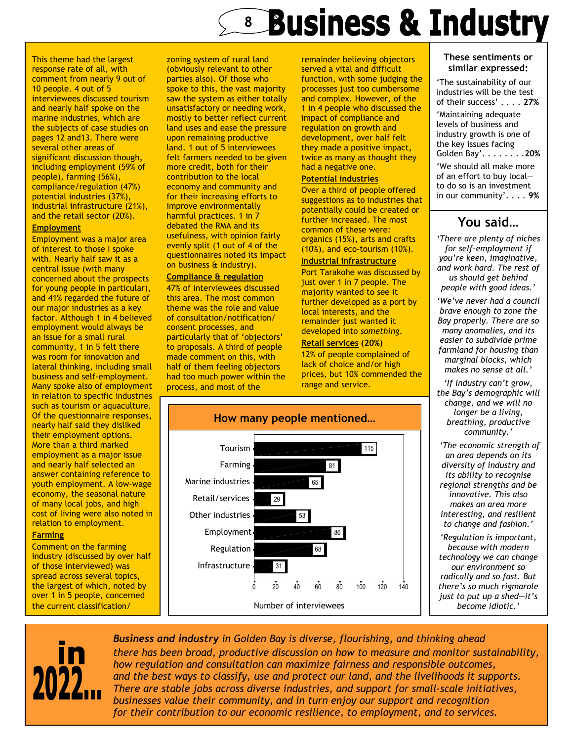# 8 Business & Industry

This theme had the largest response rate of all, with comment from nearly 9 out of 10 people. 4 out of 5 interviewees discussed tourism and nearly half spoke on the marine industries, which are the subjects of case studies on pages 12 and13. There were several other areas of significant discussion though, including employment (59% of people), farming (56%), compliance/regulation (47%) potential industries (37%), industrial infrastructure (21%), and the retail sector (20%).

**Employment**

Employment was a major area of interest to those I spoke with. Nearly half saw it as a central issue (with many concerned about the prospects for young people in particular), and 41% regarded the future of our major industries as a key factor. Although 1 in 4 believed employment would always be an issue for a small rural community, 1 in 5 felt there was room for innovation and lateral thinking, including small business and self-employment. Many spoke also of employment in relation to specific industries such as tourism or aquaculture. Of the questionnaire responses, nearly half said they disliked their employment options. More than a third marked employment as a major issue and nearly half selected an answer containing reference to youth employment. A low-wage economy, the seasonal nature of many local jobs, and high cost of living were also noted in relation to employment.

**Farming**

Comment on the farming industry (discussed by over half of those interviewed) was spread across several topics, the largest of which, noted by over 1 in 5 people, concerned the current classification/ zoning system of rural land (obviously relevant to other parties also). Of those who spoke to this, the vast majority saw the system as either totally unsatisfactory or needing work, mostly to better reflect current land uses and ease the pressure upon remaining productive land. 1 out of 5 interviewees felt farmers needed to be given more credit, both for their contribution to the local economy and community and for their increasing efforts to improve environmentally harmful practices. 1 in 7 debated the RMA and its usefulness, with opinion fairly evenly split (1 out of 4 of the questionnaires noted its impact on business & industry).

**Compliance & regulation**

47% of interviewees discussed this area. The most common theme was the role and value of consultation/notification/ consent processes, and particularly that of 'objectors' to proposals. A third of people made comment on this, with half of them feeling objectors had too much power within the process, and most of the remainder believing objectors served a vital and difficult function, with some judging the processes just too cumbersome and complex. However, of the 1 in 4 people who discussed the impact of compliance and regulation on growth and development, over half felt they made a positive impact, twice as many as thought they had a negative one.

**Potential industries**

Over a third of people offered suggestions as to industries that potentially could be created or further increased. The most common of these were: organics (15%), arts and crafts (10%), and eco-tourism (10%).

**Industrial infrastructure**

Port Tarakohe was discussed by just over 1 in 7 people. The majority wanted to see it further developed as a port by local interests, and the remainder just wanted it developed into *something*.

**Retail services (20%)**

12% of people complained of lack of choice and/or high prices, but 10% commended the range and service.

**How many people mentioned…**

| Topic | Number of interviewees |
|---|---|
| Tourism | 115 |
| Farming | 81 |
| Marine industries | 65 |
| Retail/services | 29 |
| Other industries | 53 |
| Employment | 86 |
| Regulation | 68 |
| Infrastructure | 31 |

**These sentiments or similar expressed:**

'The sustainability of our industries will be the test of their success' . . . . **27%**

'Maintaining adequate levels of business and industry growth is one of the key issues facing Golden Bay'. . . . . . . .**20%**

'We should all make more of an effort to buy local— to do so is an investment in our community'. . . . **9%**

## You said…

*'There are plenty of niches for self-employment if you're keen, imaginative, and work hard. The rest of us should get behind people with good ideas.'*

*'We've never had a council brave enough to zone the Bay properly. There are so many anomalies, and its easier to subdivide prime farmland for housing than marginal blocks, which makes no sense at all.'*

*'If industry can't grow, the Bay's demographic will change, and we will no longer be a living, breathing, productive community.'*

*'The economic strength of an area depends on its diversity of industry and its ability to recognise regional strengths and be innovative. This also makes an area more interesting, and resilient to change and fashion.'*

*'Regulation is important, because with modern technology we can change our environment so radically and so fast. But there's so much rigmarole just to put up a shed—it's become idiotic.'*

**in 2022…**

***Business and industry** in Golden Bay is diverse, flourishing, and thinking ahead there has been broad, productive discussion on how to measure and monitor sustainability, how regulation and consultation can maximize fairness and responsible outcomes, and the best ways to classify, use and protect our land, and the livelihoods it supports. There are stable jobs across diverse industries, and support for small-scale initiatives, businesses value their community, and in turn enjoy our support and recognition for their contribution to our economic resilience, to employment, and to services.*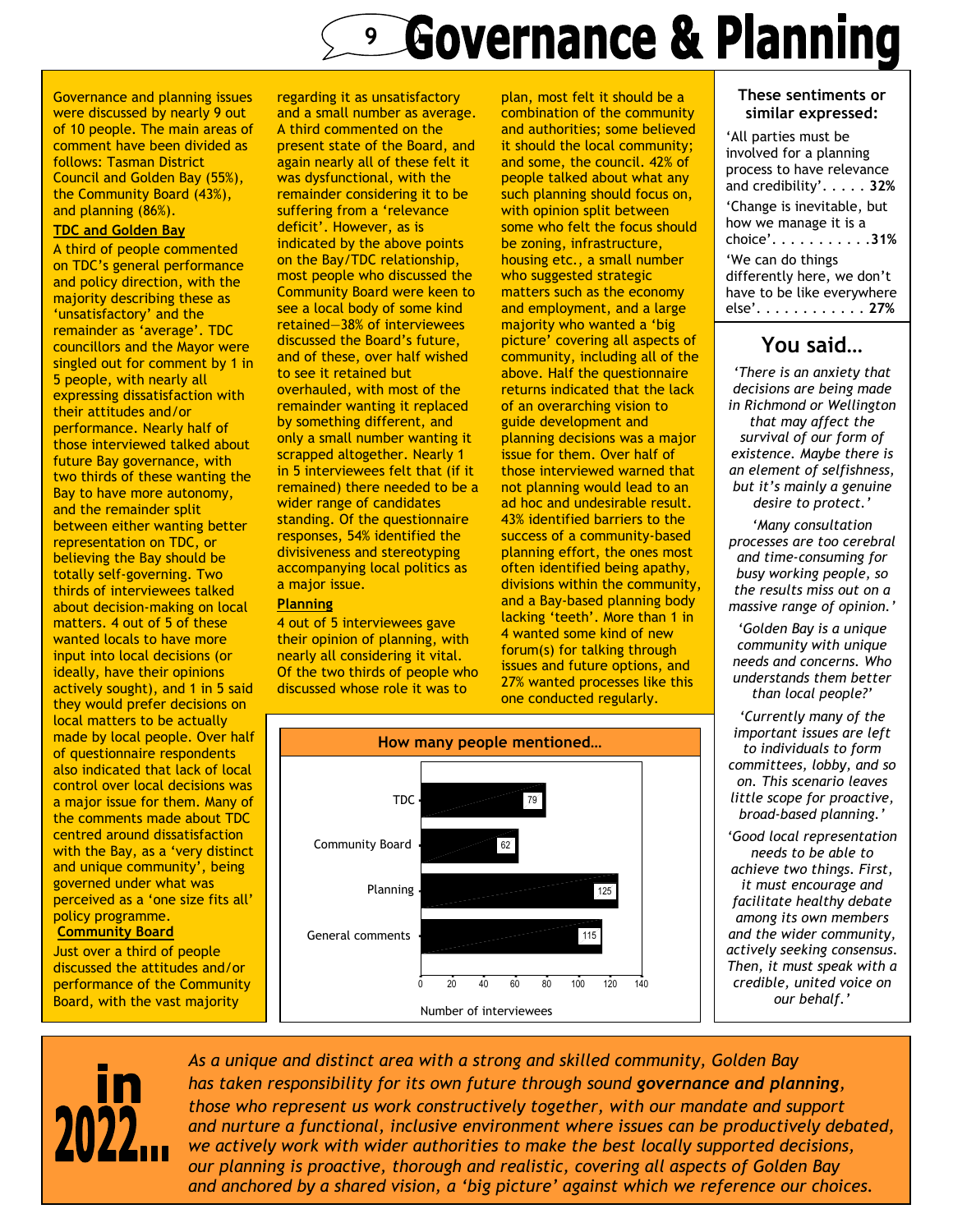# 9 Governance & Planning

Governance and planning issues were discussed by nearly 9 out of 10 people. The main areas of comment have been divided as follows: Tasman District Council and Golden Bay (55%), the Community Board (43%), and planning (86%).

**TDC and Golden Bay**

A third of people commented on TDC's general performance and policy direction, with the majority describing these as 'unsatisfactory' and the remainder as 'average'. TDC councillors and the Mayor were singled out for comment by 1 in 5 people, with nearly all expressing dissatisfaction with their attitudes and/or performance. Nearly half of those interviewed talked about future Bay governance, with two thirds of these wanting the Bay to have more autonomy, and the remainder split between either wanting better representation on TDC, or believing the Bay should be totally self-governing. Two thirds of interviewees talked about decision-making on local matters. 4 out of 5 of these wanted locals to have more input into local decisions (or ideally, have their opinions actively sought), and 1 in 5 said they would prefer decisions on local matters to be actually made by local people. Over half of questionnaire respondents also indicated that lack of local control over local decisions was a major issue for them. Many of the comments made about TDC centred around dissatisfaction with the Bay, as a 'very distinct and unique community', being governed under what was perceived as a 'one size fits all' policy programme.

**Community Board**

Just over a third of people discussed the attitudes and/or performance of the Community Board, with the vast majority regarding it as unsatisfactory and a small number as average. A third commented on the present state of the Board, and again nearly all of these felt it was dysfunctional, with the remainder considering it to be suffering from a 'relevance deficit'. However, as is indicated by the above points on the Bay/TDC relationship, most people who discussed the Community Board were keen to see a local body of some kind retained—38% of interviewees discussed the Board's future, and of these, over half wished to see it retained but overhauled, with most of the remainder wanting it replaced by something different, and only a small number wanting it scrapped altogether. Nearly 1 in 5 interviewees felt that (if it remained) there needed to be a wider range of candidates standing. Of the questionnaire responses, 54% identified the divisiveness and stereotyping accompanying local politics as a major issue.

**Planning**

4 out of 5 interviewees gave their opinion of planning, with nearly all considering it vital. Of the two thirds of people who discussed whose role it was to plan, most felt it should be a combination of the community and authorities; some believed it should the local community; and some, the council. 42% of people talked about what any such planning should focus on, with opinion split between some who felt the focus should be zoning, infrastructure, housing etc., a small number who suggested strategic matters such as the economy and employment, and a large majority who wanted a 'big picture' covering all aspects of community, including all of the above. Half the questionnaire returns indicated that the lack of an overarching vision to guide development and planning decisions was a major issue for them. Over half of those interviewed warned that not planning would lead to an ad hoc and undesirable result. 43% identified barriers to the success of a community-based planning effort, the ones most often identified being apathy, divisions within the community, and a Bay-based planning body lacking 'teeth'. More than 1 in 4 wanted some kind of new forum(s) for talking through issues and future options, and 27% wanted processes like this one conducted regularly.

**How many people mentioned…**

| Topic | Number of interviewees |
|---|---|
| TDC | 79 |
| Community Board | 62 |
| Planning | 125 |
| General comments | 115 |

**These sentiments or similar expressed:**

'All parties must be involved for a planning process to have relevance and credibility'. . . . . **32%**

'Change is inevitable, but how we manage it is a choice'. . . . . . . . . . .**31%**

'We can do things differently here, we don't have to be like everywhere else'. . . . . . . . . . . . **27%**

## You said…

*'There is an anxiety that decisions are being made in Richmond or Wellington that may affect the survival of our form of existence. Maybe there is an element of selfishness, but it's mainly a genuine desire to protect.'*

*'Many consultation processes are too cerebral and time-consuming for busy working people, so the results miss out on a massive range of opinion.'*

*'Golden Bay is a unique community with unique needs and concerns. Who understands them better than local people?'*

*'Currently many of the important issues are left to individuals to form committees, lobby, and so on. This scenario leaves little scope for proactive, broad-based planning.'*

*'Good local representation needs to be able to achieve two things. First, it must encourage and facilitate healthy debate among its own members and the wider community, actively seeking consensus. Then, it must speak with a credible, united voice on our behalf.'*

**in 2022…**

*As a unique and distinct area with a strong and skilled community, Golden Bay has taken responsibility for its own future through sound **governance and planning**, those who represent us work constructively together, with our mandate and support and nurture a functional, inclusive environment where issues can be productively debated, we actively work with wider authorities to make the best locally supported decisions, our planning is proactive, thorough and realistic, covering all aspects of Golden Bay and anchored by a shared vision, a 'big picture' against which we reference our choices.*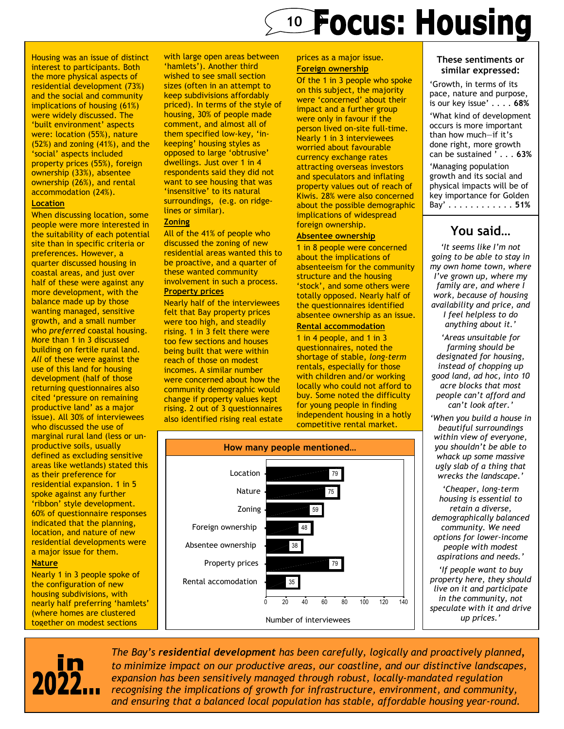# Focus: Housing

Housing was an issue of distinct interest to participants. Both the more physical aspects of residential development (73%) and the social and community implications of housing (61%) were widely discussed. The 'built environment' aspects were: location (55%), nature (52%) and zoning (41%), and the 'social' aspects included property prices (55%), foreign ownership (33%), absentee ownership (26%), and rental accommodation (24%).

### Location

When discussing location, some people were more interested in the suitability of each potential site than in specific criteria or preferences. However, a quarter discussed housing in coastal areas, and just over half of these were against any more development, with the balance made up by those wanting managed, sensitive growth, and a small number who *preferred* coastal housing. More than 1 in 3 discussed building on fertile rural land. *All* of these were against the use of this land for housing development (half of those returning questionnaires also cited 'pressure on remaining productive land' as a major issue). All 30% of interviewees who discussed the use of marginal rural land (less or un-productive soils, usually defined as excluding sensitive areas like wetlands) stated this as their preference for residential expansion. 1 in 5 spoke against any further 'ribbon' style development. 60% of questionnaire responses indicated that the planning, location, and nature of new residential developments were a major issue for them.

### Nature

Nearly 1 in 3 people spoke of the configuration of new housing subdivisions, with nearly half preferring 'hamlets' (where homes are clustered together on modest sections with large open areas between 'hamlets'). Another third wished to see small section sizes (often in an attempt to keep subdivisions affordably priced). In terms of the style of housing, 30% of people made comment, and almost all of them specified low-key, 'in-keeping' housing styles as opposed to large 'obtrusive' dwellings. Just over 1 in 4 respondents said they did not want to see housing that was 'insensitive' to its natural surroundings, (e.g. on ridge-lines or similar).

### Zoning

All of the 41% of people who discussed the zoning of new residential areas wanted this to be proactive, and a quarter of these wanted community involvement in such a process.

### Property prices

Nearly half of the interviewees felt that Bay property prices were too high, and steadily rising. 1 in 3 felt there were too few sections and houses being built that were within reach of those on modest incomes. A similar number were concerned about how the community demographic would change if property values kept rising. 2 out of 3 questionnaires also identified rising real estate prices as a major issue.

### Foreign ownership

Of the 1 in 3 people who spoke on this subject, the majority were 'concerned' about their impact and a further group were only in favour if the person lived on-site full-time. Nearly 1 in 3 interviewees worried about favourable currency exchange rates attracting overseas investors and speculators and inflating property values out of reach of Kiwis. 28% were also concerned about the possible demographic implications of widespread foreign ownership.

### Absentee ownership

1 in 8 people were concerned about the implications of absenteeism for the community structure and the housing 'stock', and some others were totally opposed. Nearly half of the questionnaires identified absentee ownership as an issue.

### Rental accommodation

1 in 4 people, and 1 in 3 questionnaires, noted the shortage of stable, *long-term* rentals, especially for those with children and/or working locally who could not afford to buy. Some noted the difficulty for young people in finding independent housing in a hotly competitive rental market.

**How many people mentioned…**

| Topic | Number of interviewees |
|---|---|
| Location | 79 |
| Nature | 75 |
| Zoning | 59 |
| Foreign ownership | 48 |
| Absentee ownership | 38 |
| Property prices | 79 |
| Rental accomodation | 35 |

**These sentiments or similar expressed:**

'Growth, in terms of its pace, nature and purpose, is our key issue' . . . . **68%**

'What kind of development occurs is more important than how much—if it's done right, more growth can be sustained ' . . . **63%**

'Managing population growth and its social and physical impacts will be of key importance for Golden Bay' . . . . . . . . . . . . **51%**

## You said…

*'It seems like I'm not going to be able to stay in my own home town, where I've grown up, where my family are, and where I work, because of housing availability and price, and I feel helpless to do anything about it.'*

*'Areas unsuitable for farming should be designated for housing, instead of chopping up good land, ad hoc, into 10 acre blocks that most people can't afford and can't look after.'*

*'When you build a house in beautiful surroundings within view of everyone, you shouldn't be able to whack up some massive ugly slab of a thing that wrecks the landscape.'*

*'Cheaper, long-term housing is essential to retain a diverse, demographically balanced community. We need options for lower-income people with modest aspirations and needs.'*

*'If people want to buy property here, they should live on it and participate in the community, not speculate with it and drive up prices.'*

## in 2022…

*The Bay's **residential development** has been carefully, logically and proactively planned, to minimize impact on our productive areas, our coastline, and our distinctive landscapes, expansion has been sensitively managed through robust, locally-mandated regulation recognising the implications of growth for infrastructure, environment, and community, and ensuring that a balanced local population has stable, affordable housing year-round.*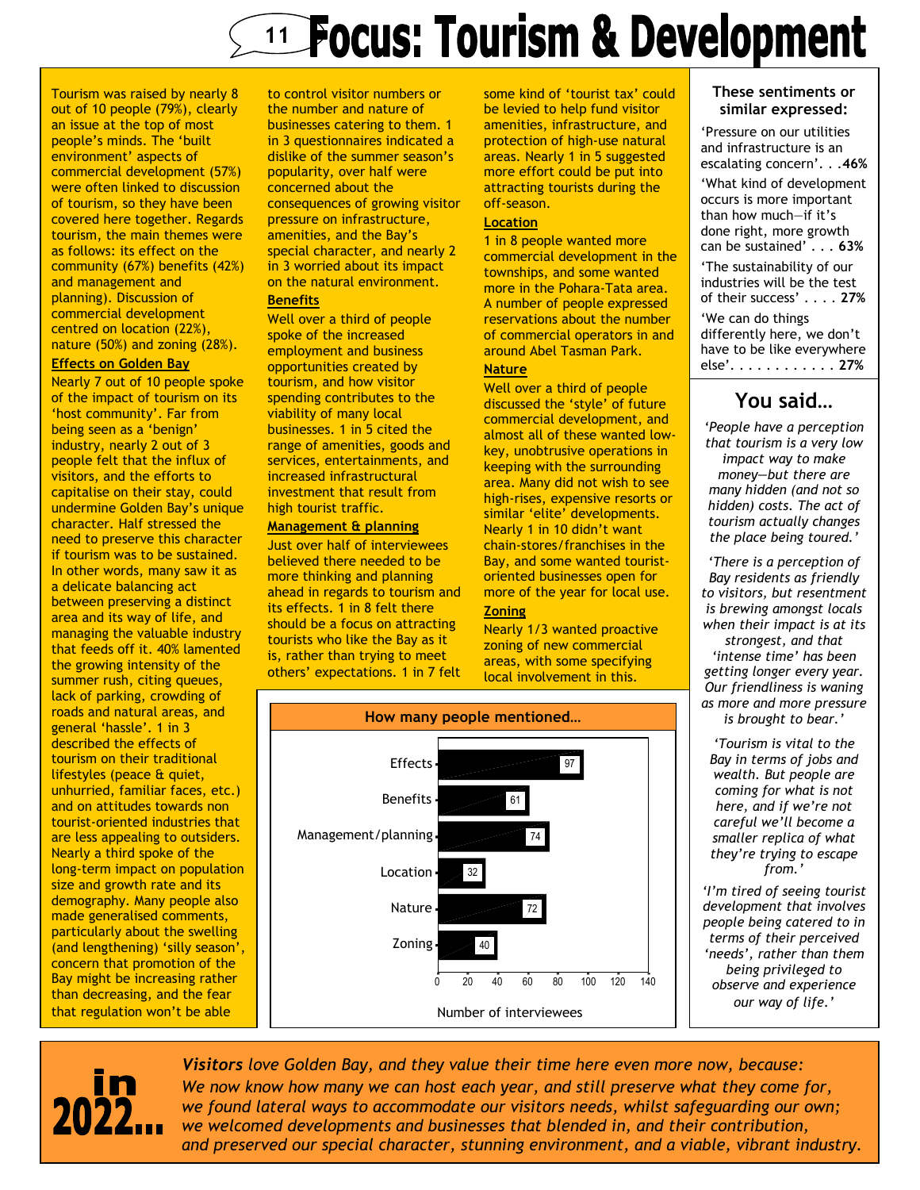# Focus: Tourism & Development

Tourism was raised by nearly 8 out of 10 people (79%), clearly an issue at the top of most people's minds. The 'built environment' aspects of commercial development (57%) were often linked to discussion of tourism, so they have been covered here together. Regards tourism, the main themes were as follows: its effect on the community (67%) benefits (42%) and management and planning). Discussion of commercial development centred on location (22%), nature (50%) and zoning (28%).

**Effects on Golden Bay**

Nearly 7 out of 10 people spoke of the impact of tourism on its 'host community'. Far from being seen as a 'benign' industry, nearly 2 out of 3 people felt that the influx of visitors, and the efforts to capitalise on their stay, could undermine Golden Bay's unique character. Half stressed the need to preserve this character if tourism was to be sustained. In other words, many saw it as a delicate balancing act between preserving a distinct area and its way of life, and managing the valuable industry that feeds off it. 40% lamented the growing intensity of the summer rush, citing queues, lack of parking, crowding of roads and natural areas, and general 'hassle'. 1 in 3 described the effects of tourism on their traditional lifestyles (peace & quiet, unhurried, familiar faces, etc.) and on attitudes towards non tourist-oriented industries that are less appealing to outsiders. Nearly a third spoke of the long-term impact on population size and growth rate and its demography. Many people also made generalised comments, particularly about the swelling (and lengthening) 'silly season', concern that promotion of the Bay might be increasing rather than decreasing, and the fear that regulation won't be able to control visitor numbers or the number and nature of businesses catering to them. 1 in 3 questionnaires indicated a dislike of the summer season's popularity, over half were concerned about the consequences of growing visitor pressure on infrastructure, amenities, and the Bay's special character, and nearly 2 in 3 worried about its impact on the natural environment.

**Benefits**

Well over a third of people spoke of the increased employment and business opportunities created by tourism, and how visitor spending contributes to the viability of many local businesses. 1 in 5 cited the range of amenities, goods and services, entertainments, and increased infrastructural investment that result from high tourist traffic.

**Management & planning**

Just over half of interviewees believed there needed to be more thinking and planning ahead in regards to tourism and its effects. 1 in 8 felt there should be a focus on attracting tourists who like the Bay as it is, rather than trying to meet others' expectations. 1 in 7 felt some kind of 'tourist tax' could be levied to help fund visitor amenities, infrastructure, and protection of high-use natural areas. Nearly 1 in 5 suggested more effort could be put into attracting tourists during the off-season.

**Location**

1 in 8 people wanted more commercial development in the townships, and some wanted more in the Pohara-Tata area. A number of people expressed reservations about the number of commercial operators in and around Abel Tasman Park.

**Nature**

Well over a third of people discussed the 'style' of future commercial development, and almost all of these wanted low-key, unobtrusive operations in keeping with the surrounding area. Many did not wish to see high-rises, expensive resorts or similar 'elite' developments. Nearly 1 in 10 didn't want chain-stores/franchises in the Bay, and some wanted tourist-oriented businesses open for more of the year for local use.

**Zoning**

Nearly 1/3 wanted proactive zoning of new commercial areas, with some specifying local involvement in this.

**How many people mentioned…**

| Topic | Number of interviewees |
|---|---|
| Effects | 97 |
| Benefits | 61 |
| Management/planning | 74 |
| Location | 32 |
| Nature | 72 |
| Zoning | 40 |

### These sentiments or similar expressed:

'Pressure on our utilities and infrastructure is an escalating concern'. . .**46%**

'What kind of development occurs is more important than how much—if it's done right, more growth can be sustained' . . . **63%**

'The sustainability of our industries will be the test of their success' . . . . **27%**

'We can do things differently here, we don't have to be like everywhere else'. . . . . . . . . . . . **27%**

### You said…

*'People have a perception that tourism is a very low impact way to make money—but there are many hidden (and not so hidden) costs. The act of tourism actually changes the place being toured.'*

*'There is a perception of Bay residents as friendly to visitors, but resentment is brewing amongst locals when their impact is at its strongest, and that 'intense time' has been getting longer every year. Our friendliness is waning as more and more pressure is brought to bear.'*

*'Tourism is vital to the Bay in terms of jobs and wealth. But people are coming for what is not here, and if we're not careful we'll become a smaller replica of what they're trying to escape from.'*

*'I'm tired of seeing tourist development that involves people being catered to in terms of their perceived 'needs', rather than them being privileged to observe and experience our way of life.'*

**in 2022…**

***Visitors*** *love Golden Bay, and they value their time here even more now, because:*
*We now know how many we can host each year, and still preserve what they come for,*
*we found lateral ways to accommodate our visitors needs, whilst safeguarding our own;*
*we welcomed developments and businesses that blended in, and their contribution,*
*and preserved our special character, stunning environment, and a viable, vibrant industry.*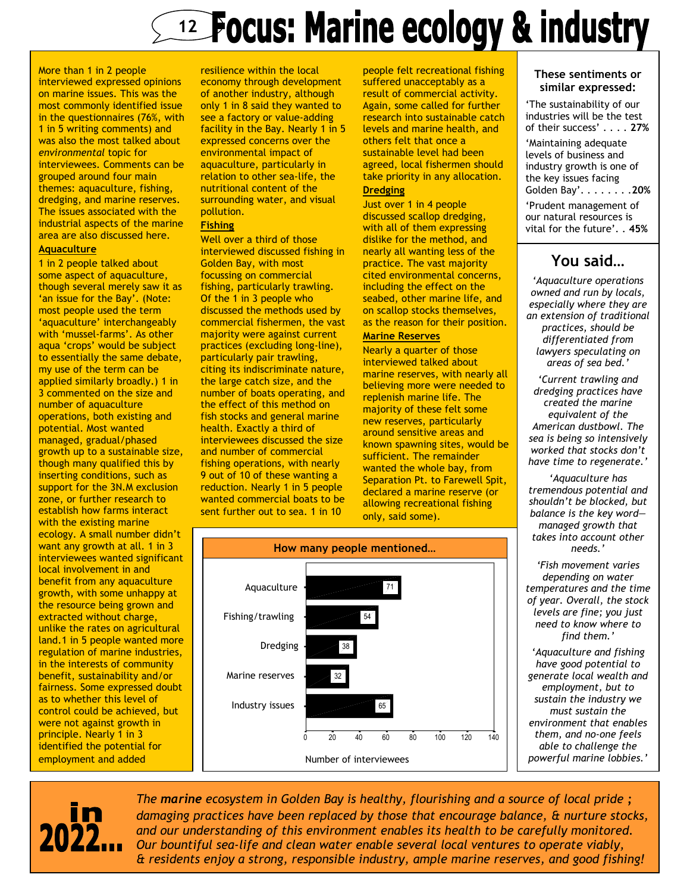# Focus: Marine ecology & industry

More than 1 in 2 people interviewed expressed opinions on marine issues. This was the most commonly identified issue in the questionnaires (76%, with 1 in 5 writing comments) and was also the most talked about *environmental* topic for interviewees. Comments can be grouped around four main themes: aquaculture, fishing, dredging, and marine reserves. The issues associated with the industrial aspects of the marine area are also discussed here.

**Aquaculture**

1 in 2 people talked about some aspect of aquaculture, though several merely saw it as 'an issue for the Bay'. (Note: most people used the term 'aquaculture' interchangeably with 'mussel-farms'. As other aqua 'crops' would be subject to essentially the same debate, my use of the term can be applied similarly broadly.) 1 in 3 commented on the size and number of aquaculture operations, both existing and potential. Most wanted managed, gradual/phased growth up to a sustainable size, though many qualified this by inserting conditions, such as support for the 3N.M exclusion zone, or further research to establish how farms interact with the existing marine ecology. A small number didn't want any growth at all. 1 in 3 interviewees wanted significant local involvement in and benefit from any aquaculture growth, with some unhappy at the resource being grown and extracted without charge, unlike the rates on agricultural land.1 in 5 people wanted more regulation of marine industries, in the interests of community benefit, sustainability and/or fairness. Some expressed doubt as to whether this level of control could be achieved, but were not against growth in principle. Nearly 1 in 3 identified the potential for employment and added resilience within the local economy through development of another industry, although only 1 in 8 said they wanted to see a factory or value-adding facility in the Bay. Nearly 1 in 5 expressed concerns over the environmental impact of aquaculture, particularly in relation to other sea-life, the nutritional content of the surrounding water, and visual pollution.

**Fishing**

Well over a third of those interviewed discussed fishing in Golden Bay, with most focussing on commercial fishing, particularly trawling. Of the 1 in 3 people who discussed the methods used by commercial fishermen, the vast majority were against current practices (excluding long-line), particularly pair trawling, citing its indiscriminate nature, the large catch size, and the number of boats operating, and the effect of this method on fish stocks and general marine health. Exactly a third of interviewees discussed the size and number of commercial fishing operations, with nearly 9 out of 10 of these wanting a reduction. Nearly 1 in 5 people wanted commercial boats to be sent further out to sea. 1 in 10 people felt recreational fishing suffered unacceptably as a result of commercial activity. Again, some called for further research into sustainable catch levels and marine health, and others felt that once a sustainable level had been agreed, local fishermen should take priority in any allocation.

**Dredging**

Just over 1 in 4 people discussed scallop dredging, with all of them expressing dislike for the method, and nearly all wanting less of the practice. The vast majority cited environmental concerns, including the effect on the seabed, other marine life, and on scallop stocks themselves, as the reason for their position.

**Marine Reserves**

Nearly a quarter of those interviewed talked about marine reserves, with nearly all believing more were needed to replenish marine life. The majority of these felt some new reserves, particularly around sensitive areas and known spawning sites, would be sufficient. The remainder wanted the whole bay, from Separation Pt. to Farewell Spit, declared a marine reserve (or allowing recreational fishing only, said some).

**How many people mentioned…**

| Topic | Number of interviewees |
|---|---|
| Aquaculture | 71 |
| Fishing/trawling | 54 |
| Dredging | 38 |
| Marine reserves | 32 |
| Industry issues | 65 |

### These sentiments or similar expressed:

'The sustainability of our industries will be the test of their success' . . . . **27%**

'Maintaining adequate levels of business and industry growth is one of the key issues facing Golden Bay'. . . . . . . .**20%**

'Prudent management of our natural resources is vital for the future'. . **45%**

## You said…

*'Aquaculture operations owned and run by locals, especially where they are an extension of traditional practices, should be differentiated from lawyers speculating on areas of sea bed.'*

*'Current trawling and dredging practices have created the marine equivalent of the American dustbowl. The sea is being so intensively worked that stocks don't have time to regenerate.'*

*'Aquaculture has tremendous potential and shouldn't be blocked, but balance is the key word—managed growth that takes into account other needs.'*

*'Fish movement varies depending on water temperatures and the time of year. Overall, the stock levels are fine; you just need to know where to find them.'*

*'Aquaculture and fishing have good potential to generate local wealth and employment, but to sustain the industry we must sustain the environment that enables them, and no-one feels able to challenge the powerful marine lobbies.'*

**in 2022…**

*The **marine** ecosystem in Golden Bay is healthy, flourishing and a source of local pride ; damaging practices have been replaced by those that encourage balance, & nurture stocks, and our understanding of this environment enables its health to be carefully monitored. Our bountiful sea-life and clean water enable several local ventures to operate viably, & residents enjoy a strong, responsible industry, ample marine reserves, and good fishing!*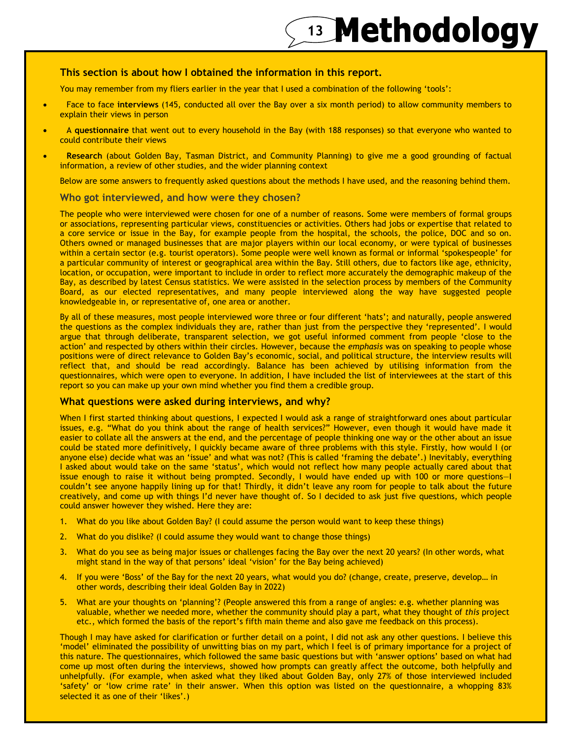# Methodology

**This section is about how I obtained the information in this report.**

You may remember from my fliers earlier in the year that I used a combination of the following 'tools':

- Face to face **interviews** (145, conducted all over the Bay over a six month period) to allow community members to explain their views in person
- A **questionnaire** that went out to every household in the Bay (with 188 responses) so that everyone who wanted to could contribute their views
- **Research** (about Golden Bay, Tasman District, and Community Planning) to give me a good grounding of factual information, a review of other studies, and the wider planning context

Below are some answers to frequently asked questions about the methods I have used, and the reasoning behind them.

### Who got interviewed, and how were they chosen?

The people who were interviewed were chosen for one of a number of reasons. Some were members of formal groups or associations, representing particular views, constituencies or activities. Others had jobs or expertise that related to a core service or issue in the Bay, for example people from the hospital, the schools, the police, DOC and so on. Others owned or managed businesses that are major players within our local economy, or were typical of businesses within a certain sector (e.g. tourist operators). Some people were well known as formal or informal 'spokespeople' for a particular community of interest or geographical area within the Bay. Still others, due to factors like age, ethnicity, location, or occupation, were important to include in order to reflect more accurately the demographic makeup of the Bay, as described by latest Census statistics. We were assisted in the selection process by members of the Community Board, as our elected representatives, and many people interviewed along the way have suggested people knowledgeable in, or representative of, one area or another.

By all of these measures, most people interviewed wore three or four different 'hats'; and naturally, people answered the questions as the complex individuals they are, rather than just from the perspective they 'represented'. I would argue that through deliberate, transparent selection, we got useful informed comment from people 'close to the action' and respected by others within their circles. However, because the *emphasis* was on speaking to people whose positions were of direct relevance to Golden Bay's economic, social, and political structure, the interview results will reflect that, and should be read accordingly. Balance has been achieved by utilising information from the questionnaires, which were open to everyone. In addition, I have included the list of interviewees at the start of this report so you can make up your own mind whether you find them a credible group.

### What questions were asked during interviews, and why?

When I first started thinking about questions, I expected I would ask a range of straightforward ones about particular issues, e.g. "What do you think about the range of health services?" However, even though it would have made it easier to collate all the answers at the end, and the percentage of people thinking one way or the other about an issue could be stated more definitively, I quickly became aware of three problems with this style. Firstly, how would I (or anyone else) decide what was an 'issue' and what was not? (This is called 'framing the debate'.) Inevitably, everything I asked about would take on the same 'status', which would not reflect how many people actually cared about that issue enough to raise it without being prompted. Secondly, I would have ended up with 100 or more questions—I couldn't see anyone happily lining up for that! Thirdly, it didn't leave any room for people to talk about the future creatively, and come up with things I'd never have thought of. So I decided to ask just five questions, which people could answer however they wished. Here they are:

1. What do you like about Golden Bay? (I could assume the person would want to keep these things)
2. What do you dislike? (I could assume they would want to change those things)
3. What do you see as being major issues or challenges facing the Bay over the next 20 years? (In other words, what might stand in the way of that persons' ideal 'vision' for the Bay being achieved)
4. If you were 'Boss' of the Bay for the next 20 years, what would you do? (change, create, preserve, develop… in other words, describing their ideal Golden Bay in 2022)
5. What are your thoughts on 'planning'? (People answered this from a range of angles: e.g. whether planning was valuable, whether we needed more, whether the community should play a part, what they thought of *this* project etc., which formed the basis of the report's fifth main theme and also gave me feedback on this process).

Though I may have asked for clarification or further detail on a point, I did not ask any other questions. I believe this 'model' eliminated the possibility of unwitting bias on my part, which I feel is of primary importance for a project of this nature. The questionnaires, which followed the same basic questions but with 'answer options' based on what had come up most often during the interviews, showed how prompts can greatly affect the outcome, both helpfully and unhelpfully. (For example, when asked what they liked about Golden Bay, only 27% of those interviewed included 'safety' or 'low crime rate' in their answer. When this option was listed on the questionnaire, a whopping 83% selected it as one of their 'likes'.)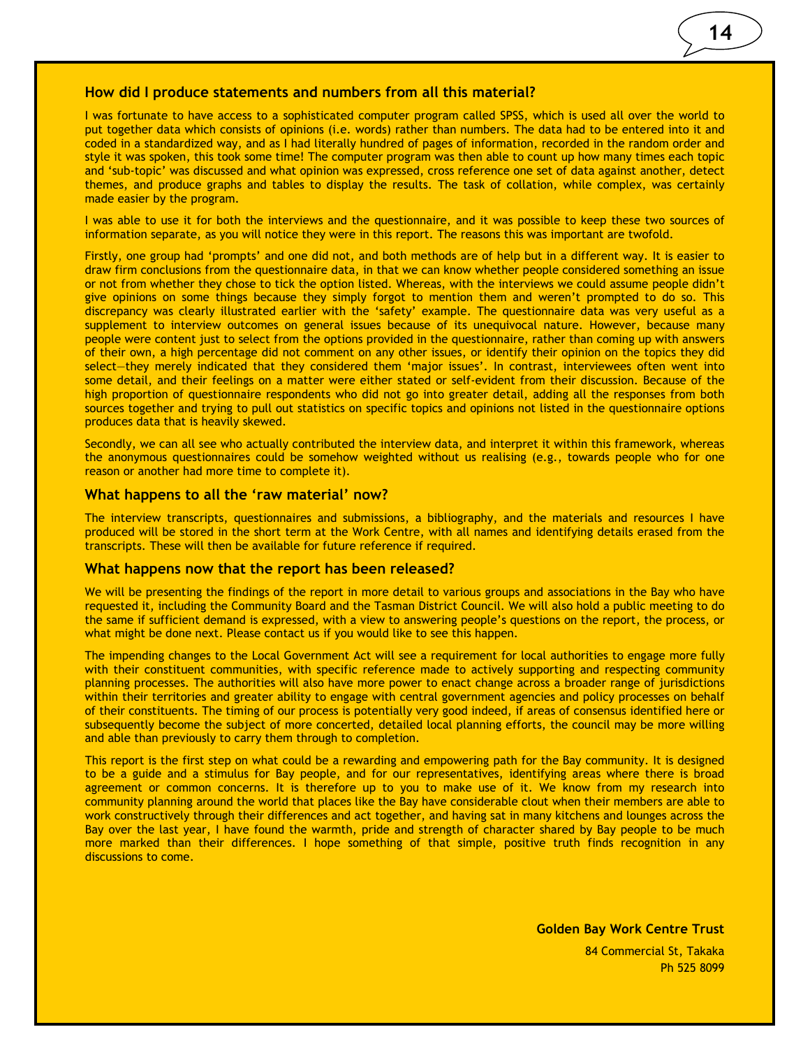### How did I produce statements and numbers from all this material?

I was fortunate to have access to a sophisticated computer program called SPSS, which is used all over the world to put together data which consists of opinions (i.e. words) rather than numbers. The data had to be entered into it and coded in a standardized way, and as I had literally hundred of pages of information, recorded in the random order and style it was spoken, this took some time! The computer program was then able to count up how many times each topic and 'sub-topic' was discussed and what opinion was expressed, cross reference one set of data against another, detect themes, and produce graphs and tables to display the results. The task of collation, while complex, was certainly made easier by the program.

I was able to use it for both the interviews and the questionnaire, and it was possible to keep these two sources of information separate, as you will notice they were in this report. The reasons this was important are twofold.

Firstly, one group had 'prompts' and one did not, and both methods are of help but in a different way. It is easier to draw firm conclusions from the questionnaire data, in that we can know whether people considered something an issue or not from whether they chose to tick the option listed. Whereas, with the interviews we could assume people didn't give opinions on some things because they simply forgot to mention them and weren't prompted to do so. This discrepancy was clearly illustrated earlier with the 'safety' example. The questionnaire data was very useful as a supplement to interview outcomes on general issues because of its unequivocal nature. However, because many people were content just to select from the options provided in the questionnaire, rather than coming up with answers of their own, a high percentage did not comment on any other issues, or identify their opinion on the topics they did select—they merely indicated that they considered them 'major issues'. In contrast, interviewees often went into some detail, and their feelings on a matter were either stated or self-evident from their discussion. Because of the high proportion of questionnaire respondents who did not go into greater detail, adding all the responses from both sources together and trying to pull out statistics on specific topics and opinions not listed in the questionnaire options produces data that is heavily skewed.

Secondly, we can all see who actually contributed the interview data, and interpret it within this framework, whereas the anonymous questionnaires could be somehow weighted without us realising (e.g., towards people who for one reason or another had more time to complete it).

### What happens to all the 'raw material' now?

The interview transcripts, questionnaires and submissions, a bibliography, and the materials and resources I have produced will be stored in the short term at the Work Centre, with all names and identifying details erased from the transcripts. These will then be available for future reference if required.

### What happens now that the report has been released?

We will be presenting the findings of the report in more detail to various groups and associations in the Bay who have requested it, including the Community Board and the Tasman District Council. We will also hold a public meeting to do the same if sufficient demand is expressed, with a view to answering people's questions on the report, the process, or what might be done next. Please contact us if you would like to see this happen.

The impending changes to the Local Government Act will see a requirement for local authorities to engage more fully with their constituent communities, with specific reference made to actively supporting and respecting community planning processes. The authorities will also have more power to enact change across a broader range of jurisdictions within their territories and greater ability to engage with central government agencies and policy processes on behalf of their constituents. The timing of our process is potentially very good indeed, if areas of consensus identified here or subsequently become the subject of more concerted, detailed local planning efforts, the council may be more willing and able than previously to carry them through to completion.

This report is the first step on what could be a rewarding and empowering path for the Bay community. It is designed to be a guide and a stimulus for Bay people, and for our representatives, identifying areas where there is broad agreement or common concerns. It is therefore up to you to make use of it. We know from my research into community planning around the world that places like the Bay have considerable clout when their members are able to work constructively through their differences and act together, and having sat in many kitchens and lounges across the Bay over the last year, I have found the warmth, pride and strength of character shared by Bay people to be much more marked than their differences. I hope something of that simple, positive truth finds recognition in any discussions to come.

**Golden Bay Work Centre Trust**

84 Commercial St, Takaka

Ph 525 8099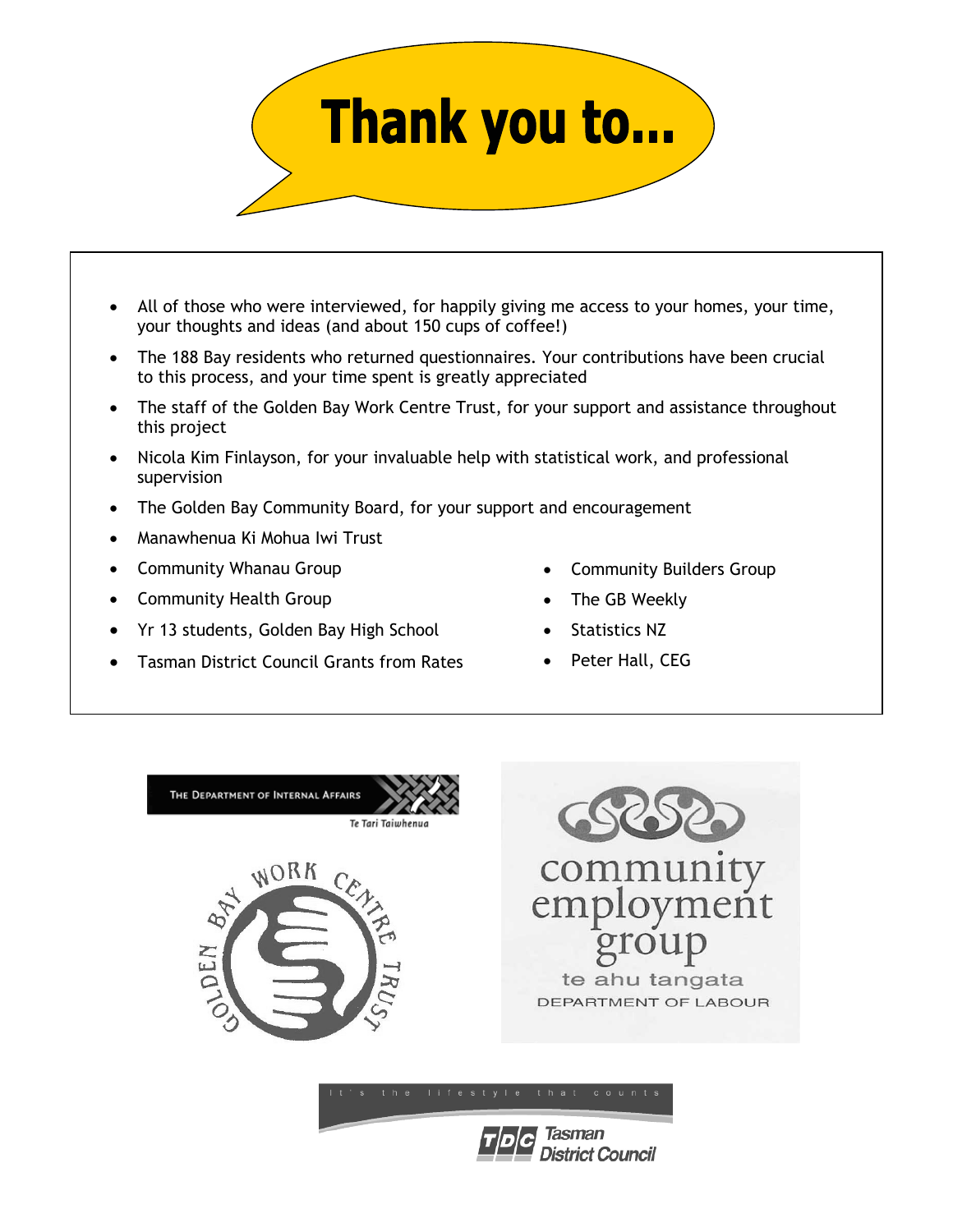# Thank you to...

- All of those who were interviewed, for happily giving me access to your homes, your time, your thoughts and ideas (and about 150 cups of coffee!)
- The 188 Bay residents who returned questionnaires. Your contributions have been crucial to this process, and your time spent is greatly appreciated
- The staff of the Golden Bay Work Centre Trust, for your support and assistance throughout this project
- Nicola Kim Finlayson, for your invaluable help with statistical work, and professional supervision
- The Golden Bay Community Board, for your support and encouragement
- Manawhenua Ki Mohua Iwi Trust
- Community Whanau Group
- Community Health Group
- Yr 13 students, Golden Bay High School
- Tasman District Council Grants from Rates
- Community Builders Group
- The GB Weekly
- Statistics NZ
- Peter Hall, CEG

The Department of Internal Affairs
Te Tari Taiwhenua

Golden Bay Work Centre Trust

community employment group
te ahu tangata
DEPARTMENT OF LABOUR

It's the lifestyle that counts
TDC Tasman District Council